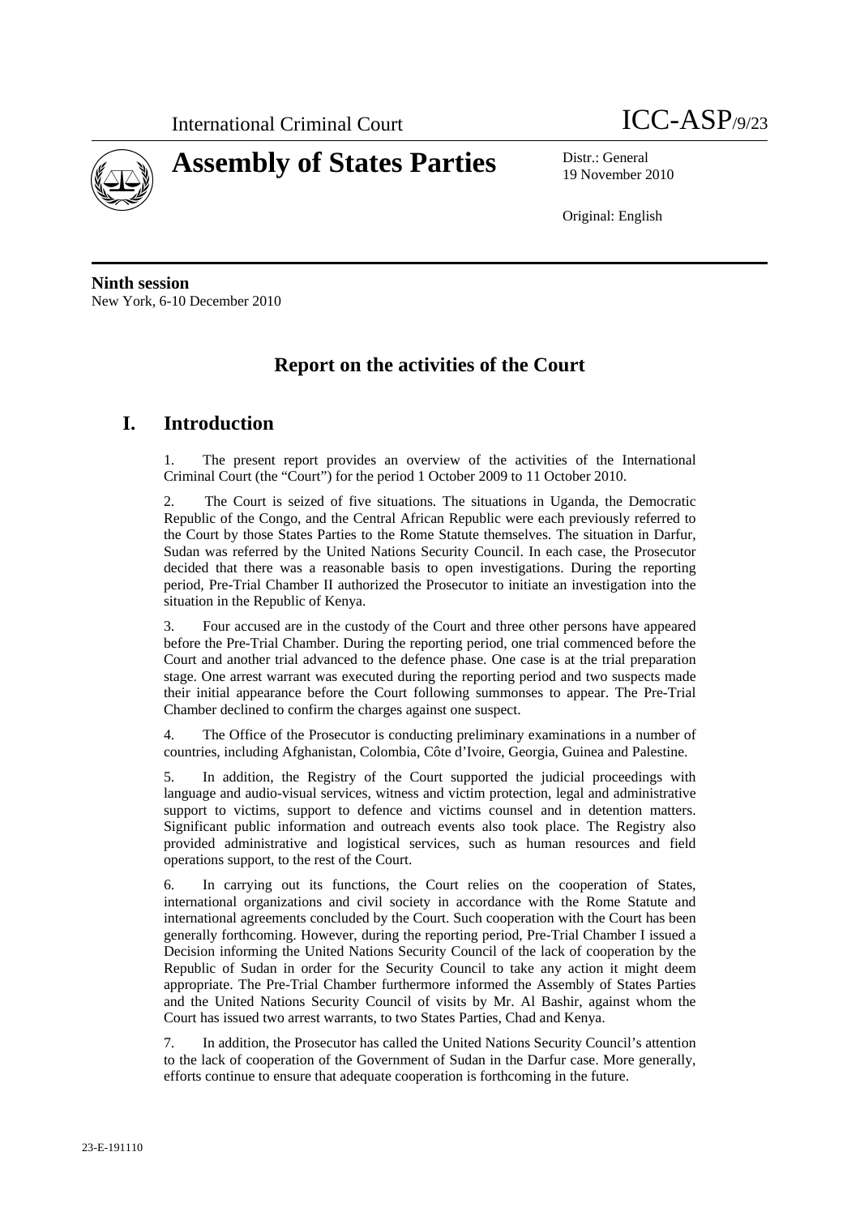International Criminal Court

ICC-ASP/9/23

# Assembly of States Parties

Distr.: General
19 November 2010

Original: English

**Ninth session**
New York, 6-10 December 2010

## Report on the activities of the Court

## I. Introduction

1. The present report provides an overview of the activities of the International Criminal Court (the "Court") for the period 1 October 2009 to 11 October 2010.

2. The Court is seized of five situations. The situations in Uganda, the Democratic Republic of the Congo, and the Central African Republic were each previously referred to the Court by those States Parties to the Rome Statute themselves. The situation in Darfur, Sudan was referred by the United Nations Security Council. In each case, the Prosecutor decided that there was a reasonable basis to open investigations. During the reporting period, Pre-Trial Chamber II authorized the Prosecutor to initiate an investigation into the situation in the Republic of Kenya.

3. Four accused are in the custody of the Court and three other persons have appeared before the Pre-Trial Chamber. During the reporting period, one trial commenced before the Court and another trial advanced to the defence phase. One case is at the trial preparation stage. One arrest warrant was executed during the reporting period and two suspects made their initial appearance before the Court following summonses to appear. The Pre-Trial Chamber declined to confirm the charges against one suspect.

4. The Office of the Prosecutor is conducting preliminary examinations in a number of countries, including Afghanistan, Colombia, Côte d'Ivoire, Georgia, Guinea and Palestine.

5. In addition, the Registry of the Court supported the judicial proceedings with language and audio-visual services, witness and victim protection, legal and administrative support to victims, support to defence and victims counsel and in detention matters. Significant public information and outreach events also took place. The Registry also provided administrative and logistical services, such as human resources and field operations support, to the rest of the Court.

6. In carrying out its functions, the Court relies on the cooperation of States, international organizations and civil society in accordance with the Rome Statute and international agreements concluded by the Court. Such cooperation with the Court has been generally forthcoming. However, during the reporting period, Pre-Trial Chamber I issued a Decision informing the United Nations Security Council of the lack of cooperation by the Republic of Sudan in order for the Security Council to take any action it might deem appropriate. The Pre-Trial Chamber furthermore informed the Assembly of States Parties and the United Nations Security Council of visits by Mr. Al Bashir, against whom the Court has issued two arrest warrants, to two States Parties, Chad and Kenya.

7. In addition, the Prosecutor has called the United Nations Security Council's attention to the lack of cooperation of the Government of Sudan in the Darfur case. More generally, efforts continue to ensure that adequate cooperation is forthcoming in the future.

23-E-191110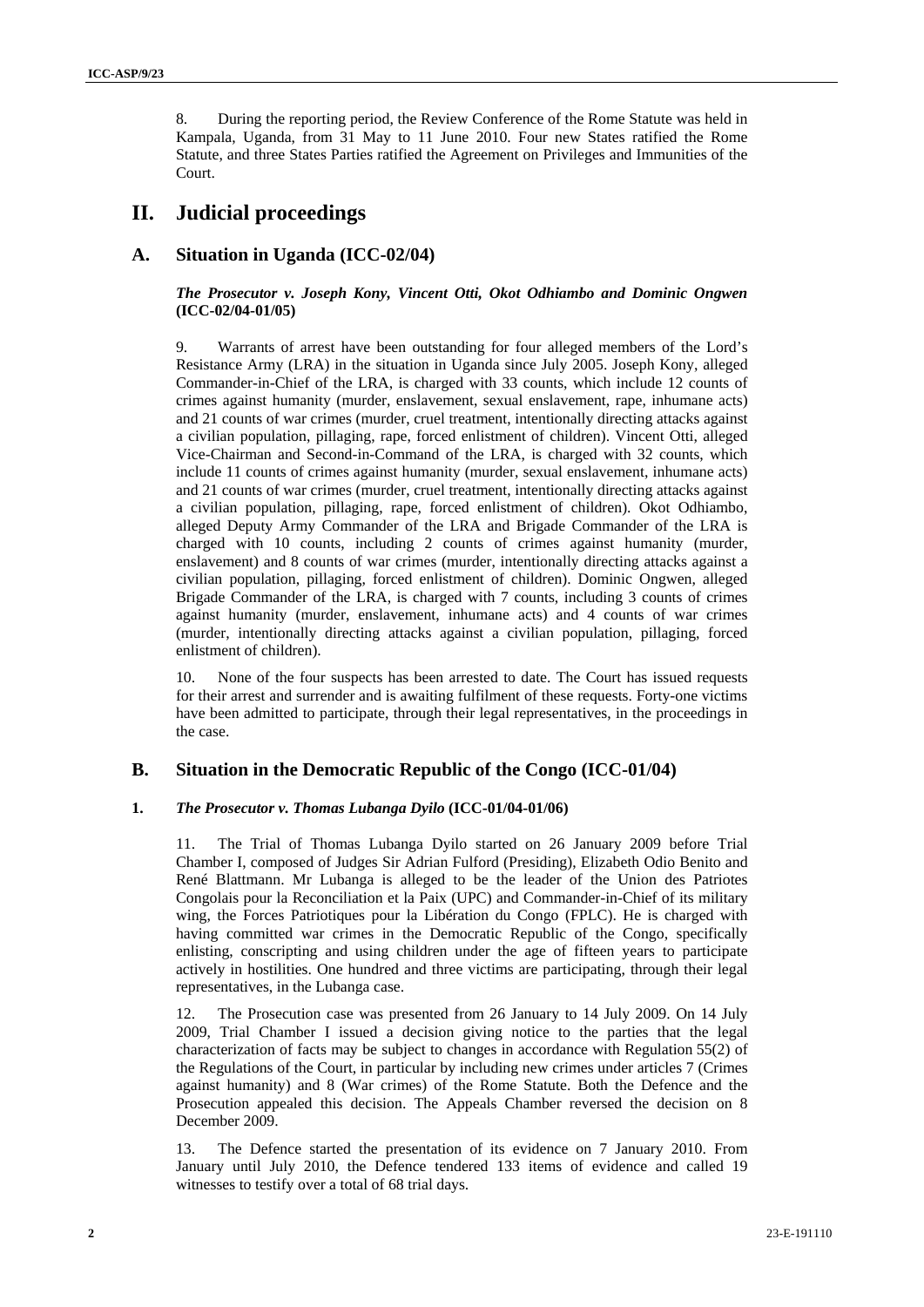8. During the reporting period, the Review Conference of the Rome Statute was held in Kampala, Uganda, from 31 May to 11 June 2010. Four new States ratified the Rome Statute, and three States Parties ratified the Agreement on Privileges and Immunities of the Court.

# II. Judicial proceedings

## A. Situation in Uganda (ICC-02/04)

***The Prosecutor v. Joseph Kony, Vincent Otti, Okot Odhiambo and Dominic Ongwen* (ICC-02/04-01/05)**

9. Warrants of arrest have been outstanding for four alleged members of the Lord's Resistance Army (LRA) in the situation in Uganda since July 2005. Joseph Kony, alleged Commander-in-Chief of the LRA, is charged with 33 counts, which include 12 counts of crimes against humanity (murder, enslavement, sexual enslavement, rape, inhumane acts) and 21 counts of war crimes (murder, cruel treatment, intentionally directing attacks against a civilian population, pillaging, rape, forced enlistment of children). Vincent Otti, alleged Vice-Chairman and Second-in-Command of the LRA, is charged with 32 counts, which include 11 counts of crimes against humanity (murder, sexual enslavement, inhumane acts) and 21 counts of war crimes (murder, cruel treatment, intentionally directing attacks against a civilian population, pillaging, rape, forced enlistment of children). Okot Odhiambo, alleged Deputy Army Commander of the LRA and Brigade Commander of the LRA is charged with 10 counts, including 2 counts of crimes against humanity (murder, enslavement) and 8 counts of war crimes (murder, intentionally directing attacks against a civilian population, pillaging, forced enlistment of children). Dominic Ongwen, alleged Brigade Commander of the LRA, is charged with 7 counts, including 3 counts of crimes against humanity (murder, enslavement, inhumane acts) and 4 counts of war crimes (murder, intentionally directing attacks against a civilian population, pillaging, forced enlistment of children).

10. None of the four suspects has been arrested to date. The Court has issued requests for their arrest and surrender and is awaiting fulfilment of these requests. Forty-one victims have been admitted to participate, through their legal representatives, in the proceedings in the case.

## B. Situation in the Democratic Republic of the Congo (ICC-01/04)

### 1. *The Prosecutor v. Thomas Lubanga Dyilo* (ICC-01/04-01/06)

11. The Trial of Thomas Lubanga Dyilo started on 26 January 2009 before Trial Chamber I, composed of Judges Sir Adrian Fulford (Presiding), Elizabeth Odio Benito and René Blattmann. Mr Lubanga is alleged to be the leader of the Union des Patriotes Congolais pour la Reconciliation et la Paix (UPC) and Commander-in-Chief of its military wing, the Forces Patriotiques pour la Libération du Congo (FPLC). He is charged with having committed war crimes in the Democratic Republic of the Congo, specifically enlisting, conscripting and using children under the age of fifteen years to participate actively in hostilities. One hundred and three victims are participating, through their legal representatives, in the Lubanga case.

12. The Prosecution case was presented from 26 January to 14 July 2009. On 14 July 2009, Trial Chamber I issued a decision giving notice to the parties that the legal characterization of facts may be subject to changes in accordance with Regulation 55(2) of the Regulations of the Court, in particular by including new crimes under articles 7 (Crimes against humanity) and 8 (War crimes) of the Rome Statute. Both the Defence and the Prosecution appealed this decision. The Appeals Chamber reversed the decision on 8 December 2009.

13. The Defence started the presentation of its evidence on 7 January 2010. From January until July 2010, the Defence tendered 133 items of evidence and called 19 witnesses to testify over a total of 68 trial days.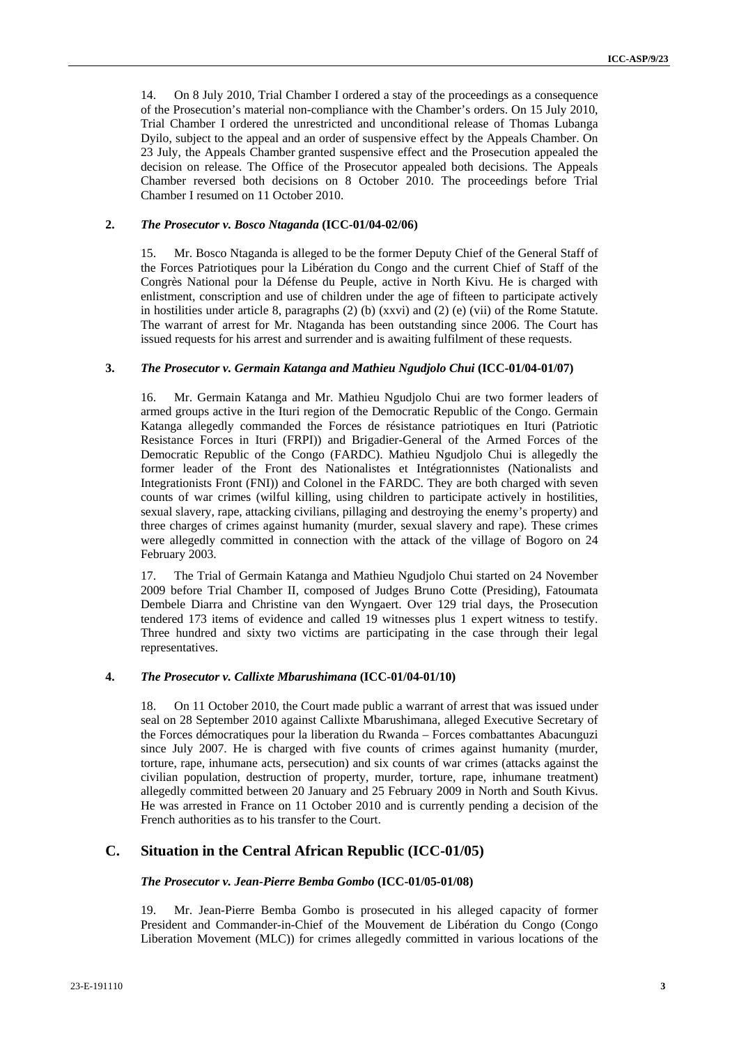14. On 8 July 2010, Trial Chamber I ordered a stay of the proceedings as a consequence of the Prosecution's material non-compliance with the Chamber's orders. On 15 July 2010, Trial Chamber I ordered the unrestricted and unconditional release of Thomas Lubanga Dyilo, subject to the appeal and an order of suspensive effect by the Appeals Chamber. On 23 July, the Appeals Chamber granted suspensive effect and the Prosecution appealed the decision on release. The Office of the Prosecutor appealed both decisions. The Appeals Chamber reversed both decisions on 8 October 2010. The proceedings before Trial Chamber I resumed on 11 October 2010.

### 2. *The Prosecutor v. Bosco Ntaganda* (ICC-01/04-02/06)

15. Mr. Bosco Ntaganda is alleged to be the former Deputy Chief of the General Staff of the Forces Patriotiques pour la Libération du Congo and the current Chief of Staff of the Congrès National pour la Défense du Peuple, active in North Kivu. He is charged with enlistment, conscription and use of children under the age of fifteen to participate actively in hostilities under article 8, paragraphs (2) (b) (xxvi) and (2) (e) (vii) of the Rome Statute. The warrant of arrest for Mr. Ntaganda has been outstanding since 2006. The Court has issued requests for his arrest and surrender and is awaiting fulfilment of these requests.

### 3. *The Prosecutor v. Germain Katanga and Mathieu Ngudjolo Chui* (ICC-01/04-01/07)

16. Mr. Germain Katanga and Mr. Mathieu Ngudjolo Chui are two former leaders of armed groups active in the Ituri region of the Democratic Republic of the Congo. Germain Katanga allegedly commanded the Forces de résistance patriotiques en Ituri (Patriotic Resistance Forces in Ituri (FRPI)) and Brigadier-General of the Armed Forces of the Democratic Republic of the Congo (FARDC). Mathieu Ngudjolo Chui is allegedly the former leader of the Front des Nationalistes et Intégrationnistes (Nationalists and Integrationists Front (FNI)) and Colonel in the FARDC. They are both charged with seven counts of war crimes (wilful killing, using children to participate actively in hostilities, sexual slavery, rape, attacking civilians, pillaging and destroying the enemy's property) and three charges of crimes against humanity (murder, sexual slavery and rape). These crimes were allegedly committed in connection with the attack of the village of Bogoro on 24 February 2003.

17. The Trial of Germain Katanga and Mathieu Ngudjolo Chui started on 24 November 2009 before Trial Chamber II, composed of Judges Bruno Cotte (Presiding), Fatoumata Dembele Diarra and Christine van den Wyngaert. Over 129 trial days, the Prosecution tendered 173 items of evidence and called 19 witnesses plus 1 expert witness to testify. Three hundred and sixty two victims are participating in the case through their legal representatives.

### 4. *The Prosecutor v. Callixte Mbarushimana* (ICC-01/04-01/10)

18. On 11 October 2010, the Court made public a warrant of arrest that was issued under seal on 28 September 2010 against Callixte Mbarushimana, alleged Executive Secretary of the Forces démocratiques pour la liberation du Rwanda – Forces combattantes Abacunguzi since July 2007. He is charged with five counts of crimes against humanity (murder, torture, rape, inhumane acts, persecution) and six counts of war crimes (attacks against the civilian population, destruction of property, murder, torture, rape, inhumane treatment) allegedly committed between 20 January and 25 February 2009 in North and South Kivus. He was arrested in France on 11 October 2010 and is currently pending a decision of the French authorities as to his transfer to the Court.

## C. Situation in the Central African Republic (ICC-01/05)

#### *The Prosecutor v. Jean-Pierre Bemba Gombo* (ICC-01/05-01/08)

19. Mr. Jean-Pierre Bemba Gombo is prosecuted in his alleged capacity of former President and Commander-in-Chief of the Mouvement de Libération du Congo (Congo Liberation Movement (MLC)) for crimes allegedly committed in various locations of the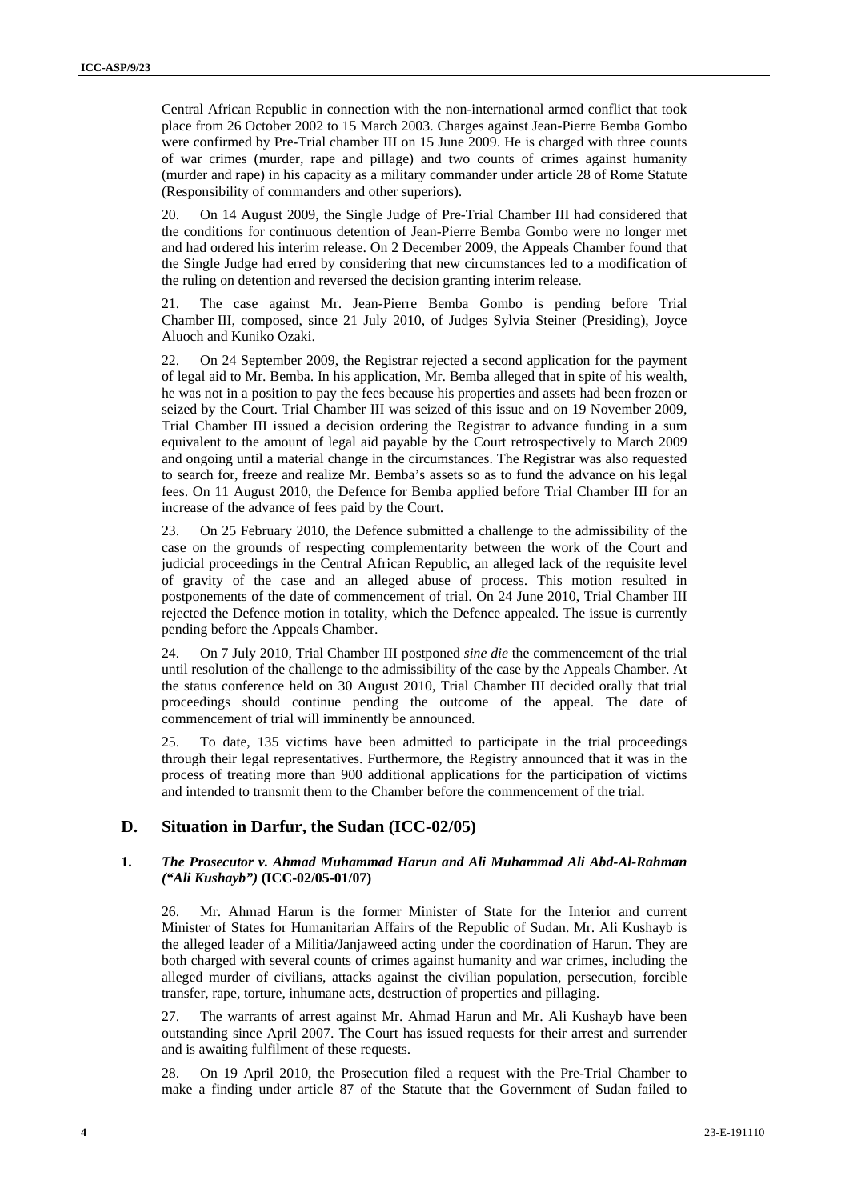Central African Republic in connection with the non-international armed conflict that took place from 26 October 2002 to 15 March 2003. Charges against Jean-Pierre Bemba Gombo were confirmed by Pre-Trial chamber III on 15 June 2009. He is charged with three counts of war crimes (murder, rape and pillage) and two counts of crimes against humanity (murder and rape) in his capacity as a military commander under article 28 of Rome Statute (Responsibility of commanders and other superiors).

20. On 14 August 2009, the Single Judge of Pre-Trial Chamber III had considered that the conditions for continuous detention of Jean-Pierre Bemba Gombo were no longer met and had ordered his interim release. On 2 December 2009, the Appeals Chamber found that the Single Judge had erred by considering that new circumstances led to a modification of the ruling on detention and reversed the decision granting interim release.

21. The case against Mr. Jean-Pierre Bemba Gombo is pending before Trial Chamber III, composed, since 21 July 2010, of Judges Sylvia Steiner (Presiding), Joyce Aluoch and Kuniko Ozaki.

22. On 24 September 2009, the Registrar rejected a second application for the payment of legal aid to Mr. Bemba. In his application, Mr. Bemba alleged that in spite of his wealth, he was not in a position to pay the fees because his properties and assets had been frozen or seized by the Court. Trial Chamber III was seized of this issue and on 19 November 2009, Trial Chamber III issued a decision ordering the Registrar to advance funding in a sum equivalent to the amount of legal aid payable by the Court retrospectively to March 2009 and ongoing until a material change in the circumstances. The Registrar was also requested to search for, freeze and realize Mr. Bemba's assets so as to fund the advance on his legal fees. On 11 August 2010, the Defence for Bemba applied before Trial Chamber III for an increase of the advance of fees paid by the Court.

23. On 25 February 2010, the Defence submitted a challenge to the admissibility of the case on the grounds of respecting complementarity between the work of the Court and judicial proceedings in the Central African Republic, an alleged lack of the requisite level of gravity of the case and an alleged abuse of process. This motion resulted in postponements of the date of commencement of trial. On 24 June 2010, Trial Chamber III rejected the Defence motion in totality, which the Defence appealed. The issue is currently pending before the Appeals Chamber.

24. On 7 July 2010, Trial Chamber III postponed *sine die* the commencement of the trial until resolution of the challenge to the admissibility of the case by the Appeals Chamber. At the status conference held on 30 August 2010, Trial Chamber III decided orally that trial proceedings should continue pending the outcome of the appeal. The date of commencement of trial will imminently be announced.

25. To date, 135 victims have been admitted to participate in the trial proceedings through their legal representatives. Furthermore, the Registry announced that it was in the process of treating more than 900 additional applications for the participation of victims and intended to transmit them to the Chamber before the commencement of the trial.

## D. Situation in Darfur, the Sudan (ICC-02/05)

### 1. *The Prosecutor v. Ahmad Muhammad Harun and Ali Muhammad Ali Abd-Al-Rahman ("Ali Kushayb")* (ICC-02/05-01/07)

26. Mr. Ahmad Harun is the former Minister of State for the Interior and current Minister of States for Humanitarian Affairs of the Republic of Sudan. Mr. Ali Kushayb is the alleged leader of a Militia/Janjaweed acting under the coordination of Harun. They are both charged with several counts of crimes against humanity and war crimes, including the alleged murder of civilians, attacks against the civilian population, persecution, forcible transfer, rape, torture, inhumane acts, destruction of properties and pillaging.

27. The warrants of arrest against Mr. Ahmad Harun and Mr. Ali Kushayb have been outstanding since April 2007. The Court has issued requests for their arrest and surrender and is awaiting fulfilment of these requests.

28. On 19 April 2010, the Prosecution filed a request with the Pre-Trial Chamber to make a finding under article 87 of the Statute that the Government of Sudan failed to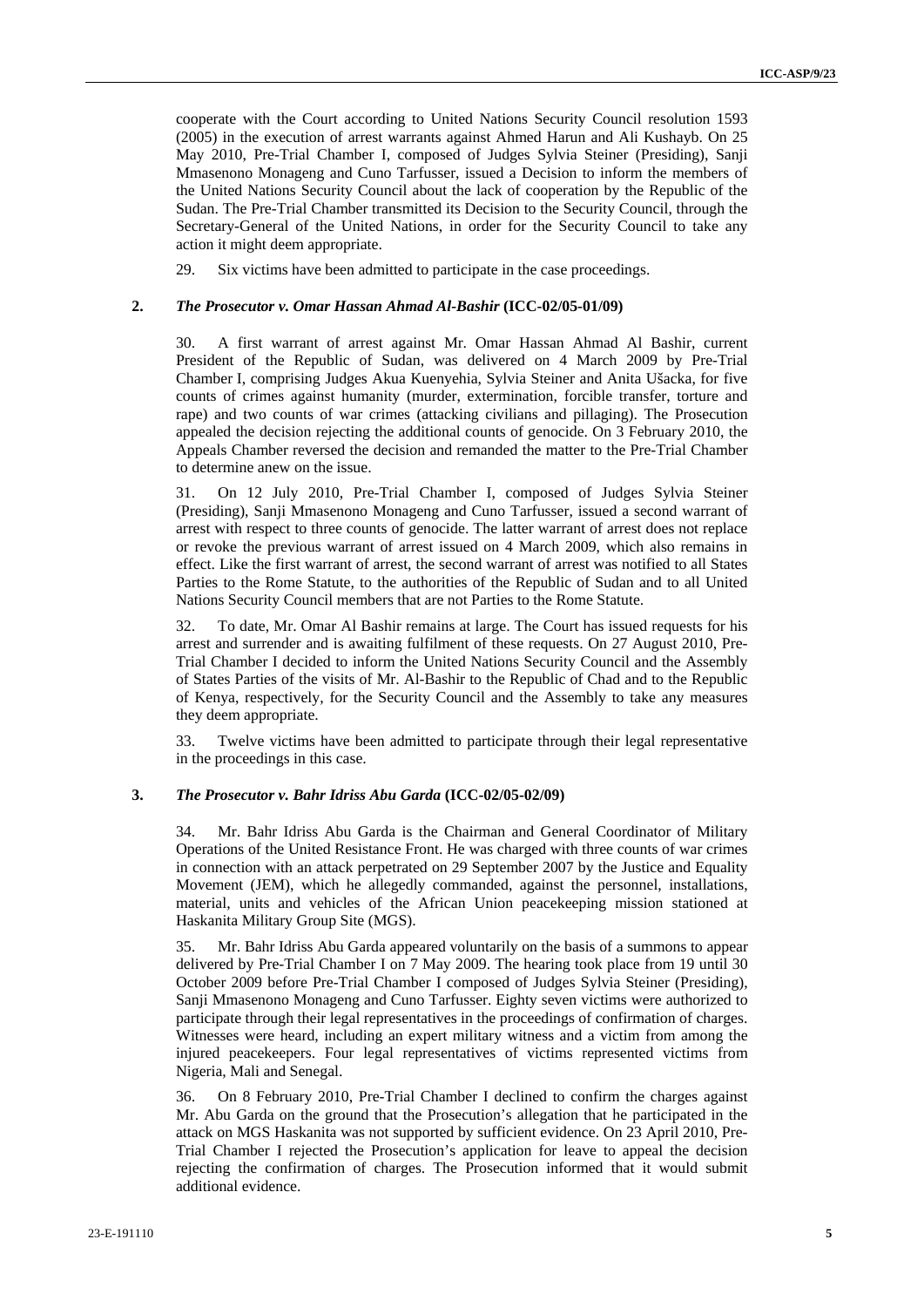cooperate with the Court according to United Nations Security Council resolution 1593 (2005) in the execution of arrest warrants against Ahmed Harun and Ali Kushayb. On 25 May 2010, Pre-Trial Chamber I, composed of Judges Sylvia Steiner (Presiding), Sanji Mmasenono Monageng and Cuno Tarfusser, issued a Decision to inform the members of the United Nations Security Council about the lack of cooperation by the Republic of the Sudan. The Pre-Trial Chamber transmitted its Decision to the Security Council, through the Secretary-General of the United Nations, in order for the Security Council to take any action it might deem appropriate.

29. Six victims have been admitted to participate in the case proceedings.

### 2. *The Prosecutor v. Omar Hassan Ahmad Al-Bashir* (ICC-02/05-01/09)

30. A first warrant of arrest against Mr. Omar Hassan Ahmad Al Bashir, current President of the Republic of Sudan, was delivered on 4 March 2009 by Pre-Trial Chamber I, comprising Judges Akua Kuenyehia, Sylvia Steiner and Anita Ušacka, for five counts of crimes against humanity (murder, extermination, forcible transfer, torture and rape) and two counts of war crimes (attacking civilians and pillaging). The Prosecution appealed the decision rejecting the additional counts of genocide. On 3 February 2010, the Appeals Chamber reversed the decision and remanded the matter to the Pre-Trial Chamber to determine anew on the issue.

31. On 12 July 2010, Pre-Trial Chamber I, composed of Judges Sylvia Steiner (Presiding), Sanji Mmasenono Monageng and Cuno Tarfusser, issued a second warrant of arrest with respect to three counts of genocide. The latter warrant of arrest does not replace or revoke the previous warrant of arrest issued on 4 March 2009, which also remains in effect. Like the first warrant of arrest, the second warrant of arrest was notified to all States Parties to the Rome Statute, to the authorities of the Republic of Sudan and to all United Nations Security Council members that are not Parties to the Rome Statute.

32. To date, Mr. Omar Al Bashir remains at large. The Court has issued requests for his arrest and surrender and is awaiting fulfilment of these requests. On 27 August 2010, Pre-Trial Chamber I decided to inform the United Nations Security Council and the Assembly of States Parties of the visits of Mr. Al-Bashir to the Republic of Chad and to the Republic of Kenya, respectively, for the Security Council and the Assembly to take any measures they deem appropriate.

33. Twelve victims have been admitted to participate through their legal representative in the proceedings in this case.

### 3. *The Prosecutor v. Bahr Idriss Abu Garda* (ICC-02/05-02/09)

34. Mr. Bahr Idriss Abu Garda is the Chairman and General Coordinator of Military Operations of the United Resistance Front. He was charged with three counts of war crimes in connection with an attack perpetrated on 29 September 2007 by the Justice and Equality Movement (JEM), which he allegedly commanded, against the personnel, installations, material, units and vehicles of the African Union peacekeeping mission stationed at Haskanita Military Group Site (MGS).

35. Mr. Bahr Idriss Abu Garda appeared voluntarily on the basis of a summons to appear delivered by Pre-Trial Chamber I on 7 May 2009. The hearing took place from 19 until 30 October 2009 before Pre-Trial Chamber I composed of Judges Sylvia Steiner (Presiding), Sanji Mmasenono Monageng and Cuno Tarfusser. Eighty seven victims were authorized to participate through their legal representatives in the proceedings of confirmation of charges. Witnesses were heard, including an expert military witness and a victim from among the injured peacekeepers. Four legal representatives of victims represented victims from Nigeria, Mali and Senegal.

36. On 8 February 2010, Pre-Trial Chamber I declined to confirm the charges against Mr. Abu Garda on the ground that the Prosecution's allegation that he participated in the attack on MGS Haskanita was not supported by sufficient evidence. On 23 April 2010, Pre-Trial Chamber I rejected the Prosecution's application for leave to appeal the decision rejecting the confirmation of charges. The Prosecution informed that it would submit additional evidence.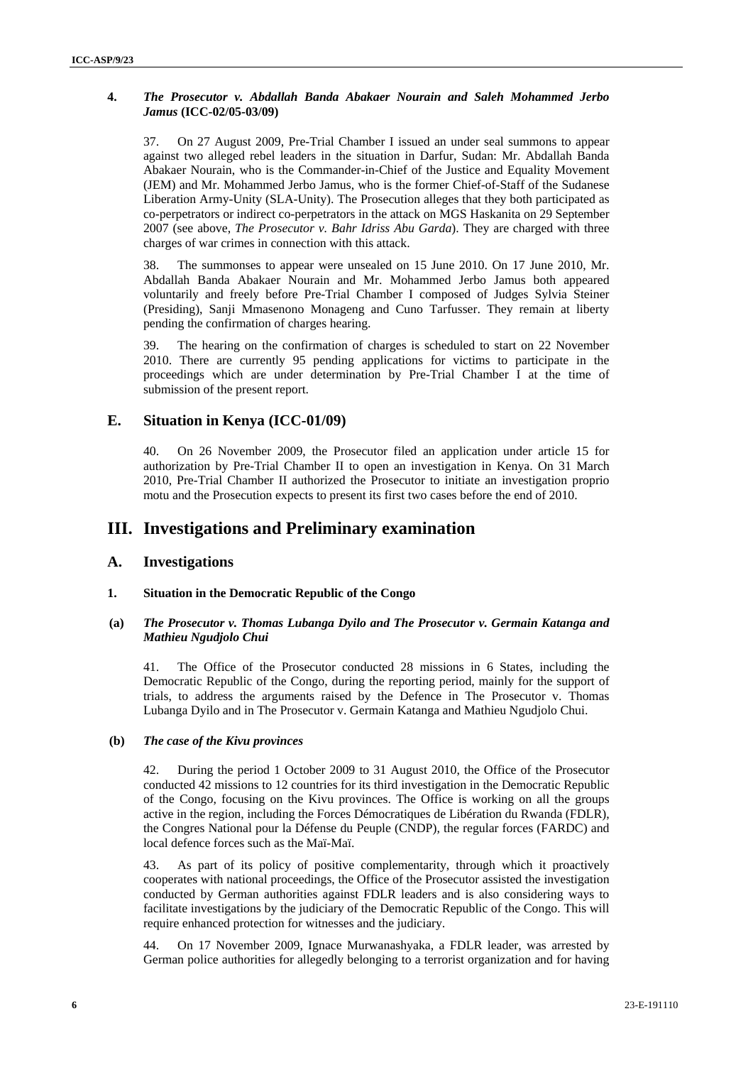### 4. *The Prosecutor v. Abdallah Banda Abakaer Nourain and Saleh Mohammed Jerbo Jamus* (ICC-02/05-03/09)

37. On 27 August 2009, Pre-Trial Chamber I issued an under seal summons to appear against two alleged rebel leaders in the situation in Darfur, Sudan: Mr. Abdallah Banda Abakaer Nourain, who is the Commander-in-Chief of the Justice and Equality Movement (JEM) and Mr. Mohammed Jerbo Jamus, who is the former Chief-of-Staff of the Sudanese Liberation Army-Unity (SLA-Unity). The Prosecution alleges that they both participated as co-perpetrators or indirect co-perpetrators in the attack on MGS Haskanita on 29 September 2007 (see above, *The Prosecutor v. Bahr Idriss Abu Garda*). They are charged with three charges of war crimes in connection with this attack.

38. The summonses to appear were unsealed on 15 June 2010. On 17 June 2010, Mr. Abdallah Banda Abakaer Nourain and Mr. Mohammed Jerbo Jamus both appeared voluntarily and freely before Pre-Trial Chamber I composed of Judges Sylvia Steiner (Presiding), Sanji Mmasenono Monageng and Cuno Tarfusser. They remain at liberty pending the confirmation of charges hearing.

39. The hearing on the confirmation of charges is scheduled to start on 22 November 2010. There are currently 95 pending applications for victims to participate in the proceedings which are under determination by Pre-Trial Chamber I at the time of submission of the present report.

## E. Situation in Kenya (ICC-01/09)

40. On 26 November 2009, the Prosecutor filed an application under article 15 for authorization by Pre-Trial Chamber II to open an investigation in Kenya. On 31 March 2010, Pre-Trial Chamber II authorized the Prosecutor to initiate an investigation proprio motu and the Prosecution expects to present its first two cases before the end of 2010.

# III. Investigations and Preliminary examination

## A. Investigations

### 1. Situation in the Democratic Republic of the Congo

#### (a) *The Prosecutor v. Thomas Lubanga Dyilo and The Prosecutor v. Germain Katanga and Mathieu Ngudjolo Chui*

41. The Office of the Prosecutor conducted 28 missions in 6 States, including the Democratic Republic of the Congo, during the reporting period, mainly for the support of trials, to address the arguments raised by the Defence in The Prosecutor v. Thomas Lubanga Dyilo and in The Prosecutor v. Germain Katanga and Mathieu Ngudjolo Chui.

#### (b) *The case of the Kivu provinces*

42. During the period 1 October 2009 to 31 August 2010, the Office of the Prosecutor conducted 42 missions to 12 countries for its third investigation in the Democratic Republic of the Congo, focusing on the Kivu provinces. The Office is working on all the groups active in the region, including the Forces Démocratiques de Libération du Rwanda (FDLR), the Congres National pour la Défense du Peuple (CNDP), the regular forces (FARDC) and local defence forces such as the Maï-Maï.

43. As part of its policy of positive complementarity, through which it proactively cooperates with national proceedings, the Office of the Prosecutor assisted the investigation conducted by German authorities against FDLR leaders and is also considering ways to facilitate investigations by the judiciary of the Democratic Republic of the Congo. This will require enhanced protection for witnesses and the judiciary.

44. On 17 November 2009, Ignace Murwanashyaka, a FDLR leader, was arrested by German police authorities for allegedly belonging to a terrorist organization and for having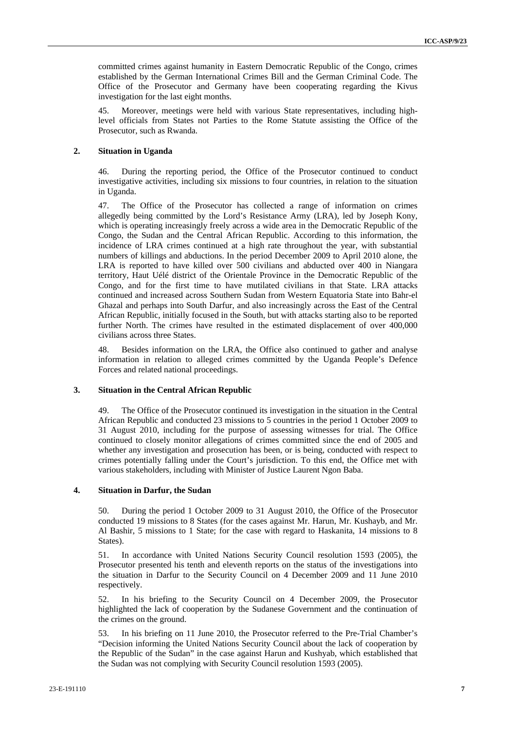committed crimes against humanity in Eastern Democratic Republic of the Congo, crimes established by the German International Crimes Bill and the German Criminal Code. The Office of the Prosecutor and Germany have been cooperating regarding the Kivus investigation for the last eight months.

45. Moreover, meetings were held with various State representatives, including high-level officials from States not Parties to the Rome Statute assisting the Office of the Prosecutor, such as Rwanda.

### 2. Situation in Uganda

46. During the reporting period, the Office of the Prosecutor continued to conduct investigative activities, including six missions to four countries, in relation to the situation in Uganda.

47. The Office of the Prosecutor has collected a range of information on crimes allegedly being committed by the Lord's Resistance Army (LRA), led by Joseph Kony, which is operating increasingly freely across a wide area in the Democratic Republic of the Congo, the Sudan and the Central African Republic. According to this information, the incidence of LRA crimes continued at a high rate throughout the year, with substantial numbers of killings and abductions. In the period December 2009 to April 2010 alone, the LRA is reported to have killed over 500 civilians and abducted over 400 in Niangara territory, Haut Uélé district of the Orientale Province in the Democratic Republic of the Congo, and for the first time to have mutilated civilians in that State. LRA attacks continued and increased across Southern Sudan from Western Equatoria State into Bahr-el Ghazal and perhaps into South Darfur, and also increasingly across the East of the Central African Republic, initially focused in the South, but with attacks starting also to be reported further North. The crimes have resulted in the estimated displacement of over 400,000 civilians across three States.

48. Besides information on the LRA, the Office also continued to gather and analyse information in relation to alleged crimes committed by the Uganda People's Defence Forces and related national proceedings.

### 3. Situation in the Central African Republic

49. The Office of the Prosecutor continued its investigation in the situation in the Central African Republic and conducted 23 missions to 5 countries in the period 1 October 2009 to 31 August 2010, including for the purpose of assessing witnesses for trial. The Office continued to closely monitor allegations of crimes committed since the end of 2005 and whether any investigation and prosecution has been, or is being, conducted with respect to crimes potentially falling under the Court's jurisdiction. To this end, the Office met with various stakeholders, including with Minister of Justice Laurent Ngon Baba.

### 4. Situation in Darfur, the Sudan

50. During the period 1 October 2009 to 31 August 2010, the Office of the Prosecutor conducted 19 missions to 8 States (for the cases against Mr. Harun, Mr. Kushayb, and Mr. Al Bashir, 5 missions to 1 State; for the case with regard to Haskanita, 14 missions to 8 States).

51. In accordance with United Nations Security Council resolution 1593 (2005), the Prosecutor presented his tenth and eleventh reports on the status of the investigations into the situation in Darfur to the Security Council on 4 December 2009 and 11 June 2010 respectively.

52. In his briefing to the Security Council on 4 December 2009, the Prosecutor highlighted the lack of cooperation by the Sudanese Government and the continuation of the crimes on the ground.

53. In his briefing on 11 June 2010, the Prosecutor referred to the Pre-Trial Chamber's "Decision informing the United Nations Security Council about the lack of cooperation by the Republic of the Sudan" in the case against Harun and Kushyab, which established that the Sudan was not complying with Security Council resolution 1593 (2005).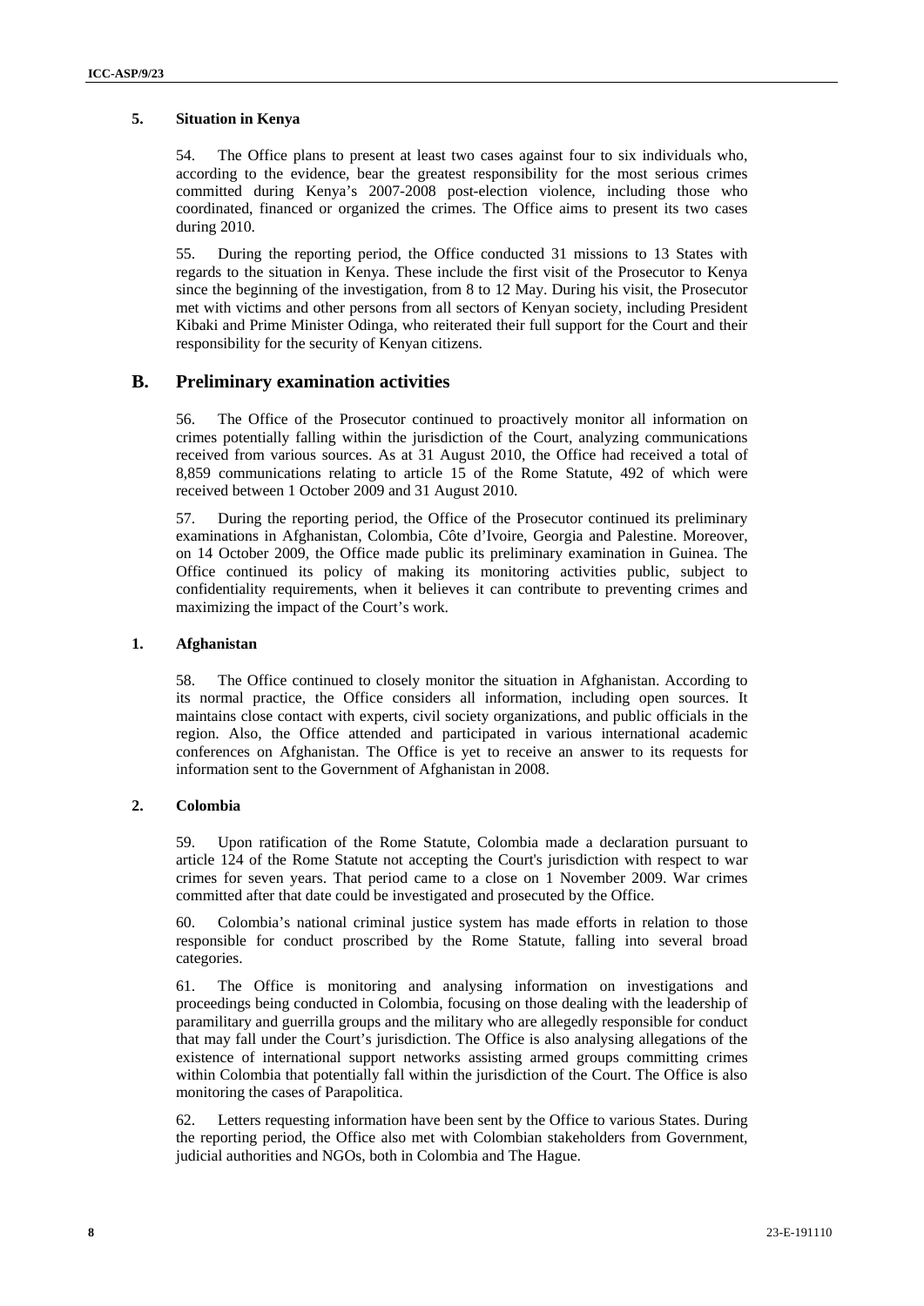### 5. Situation in Kenya

54. The Office plans to present at least two cases against four to six individuals who, according to the evidence, bear the greatest responsibility for the most serious crimes committed during Kenya's 2007-2008 post-election violence, including those who coordinated, financed or organized the crimes. The Office aims to present its two cases during 2010.

55. During the reporting period, the Office conducted 31 missions to 13 States with regards to the situation in Kenya. These include the first visit of the Prosecutor to Kenya since the beginning of the investigation, from 8 to 12 May. During his visit, the Prosecutor met with victims and other persons from all sectors of Kenyan society, including President Kibaki and Prime Minister Odinga, who reiterated their full support for the Court and their responsibility for the security of Kenyan citizens.

## B. Preliminary examination activities

56. The Office of the Prosecutor continued to proactively monitor all information on crimes potentially falling within the jurisdiction of the Court, analyzing communications received from various sources. As at 31 August 2010, the Office had received a total of 8,859 communications relating to article 15 of the Rome Statute, 492 of which were received between 1 October 2009 and 31 August 2010.

57. During the reporting period, the Office of the Prosecutor continued its preliminary examinations in Afghanistan, Colombia, Côte d'Ivoire, Georgia and Palestine. Moreover, on 14 October 2009, the Office made public its preliminary examination in Guinea. The Office continued its policy of making its monitoring activities public, subject to confidentiality requirements, when it believes it can contribute to preventing crimes and maximizing the impact of the Court's work.

### 1. Afghanistan

58. The Office continued to closely monitor the situation in Afghanistan. According to its normal practice, the Office considers all information, including open sources. It maintains close contact with experts, civil society organizations, and public officials in the region. Also, the Office attended and participated in various international academic conferences on Afghanistan. The Office is yet to receive an answer to its requests for information sent to the Government of Afghanistan in 2008.

### 2. Colombia

59. Upon ratification of the Rome Statute, Colombia made a declaration pursuant to article 124 of the Rome Statute not accepting the Court's jurisdiction with respect to war crimes for seven years. That period came to a close on 1 November 2009. War crimes committed after that date could be investigated and prosecuted by the Office.

60. Colombia's national criminal justice system has made efforts in relation to those responsible for conduct proscribed by the Rome Statute, falling into several broad categories.

61. The Office is monitoring and analysing information on investigations and proceedings being conducted in Colombia, focusing on those dealing with the leadership of paramilitary and guerrilla groups and the military who are allegedly responsible for conduct that may fall under the Court's jurisdiction. The Office is also analysing allegations of the existence of international support networks assisting armed groups committing crimes within Colombia that potentially fall within the jurisdiction of the Court. The Office is also monitoring the cases of Parapolitica.

62. Letters requesting information have been sent by the Office to various States. During the reporting period, the Office also met with Colombian stakeholders from Government, judicial authorities and NGOs, both in Colombia and The Hague.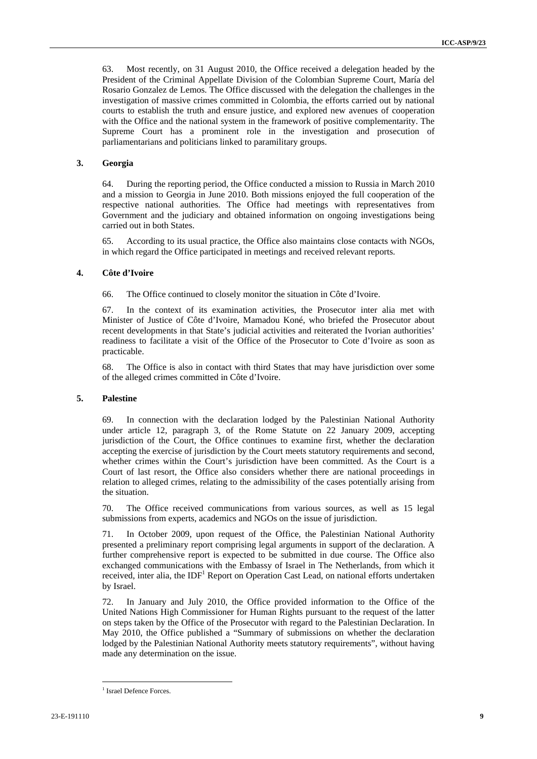63. Most recently, on 31 August 2010, the Office received a delegation headed by the President of the Criminal Appellate Division of the Colombian Supreme Court, María del Rosario Gonzalez de Lemos. The Office discussed with the delegation the challenges in the investigation of massive crimes committed in Colombia, the efforts carried out by national courts to establish the truth and ensure justice, and explored new avenues of cooperation with the Office and the national system in the framework of positive complementarity. The Supreme Court has a prominent role in the investigation and prosecution of parliamentarians and politicians linked to paramilitary groups.

### 3. Georgia

64. During the reporting period, the Office conducted a mission to Russia in March 2010 and a mission to Georgia in June 2010. Both missions enjoyed the full cooperation of the respective national authorities. The Office had meetings with representatives from Government and the judiciary and obtained information on ongoing investigations being carried out in both States.

65. According to its usual practice, the Office also maintains close contacts with NGOs, in which regard the Office participated in meetings and received relevant reports.

### 4. Côte d'Ivoire

66. The Office continued to closely monitor the situation in Côte d'Ivoire.

67. In the context of its examination activities, the Prosecutor inter alia met with Minister of Justice of Côte d'Ivoire, Mamadou Koné, who briefed the Prosecutor about recent developments in that State's judicial activities and reiterated the Ivorian authorities' readiness to facilitate a visit of the Office of the Prosecutor to Cote d'Ivoire as soon as practicable.

68. The Office is also in contact with third States that may have jurisdiction over some of the alleged crimes committed in Côte d'Ivoire.

### 5. Palestine

69. In connection with the declaration lodged by the Palestinian National Authority under article 12, paragraph 3, of the Rome Statute on 22 January 2009, accepting jurisdiction of the Court, the Office continues to examine first, whether the declaration accepting the exercise of jurisdiction by the Court meets statutory requirements and second, whether crimes within the Court's jurisdiction have been committed. As the Court is a Court of last resort, the Office also considers whether there are national proceedings in relation to alleged crimes, relating to the admissibility of the cases potentially arising from the situation.

70. The Office received communications from various sources, as well as 15 legal submissions from experts, academics and NGOs on the issue of jurisdiction.

71. In October 2009, upon request of the Office, the Palestinian National Authority presented a preliminary report comprising legal arguments in support of the declaration. A further comprehensive report is expected to be submitted in due course. The Office also exchanged communications with the Embassy of Israel in The Netherlands, from which it received, inter alia, the IDF[1] Report on Operation Cast Lead, on national efforts undertaken by Israel.

72. In January and July 2010, the Office provided information to the Office of the United Nations High Commissioner for Human Rights pursuant to the request of the latter on steps taken by the Office of the Prosecutor with regard to the Palestinian Declaration. In May 2010, the Office published a "Summary of submissions on whether the declaration lodged by the Palestinian National Authority meets statutory requirements", without having made any determination on the issue.

[1] Israel Defence Forces.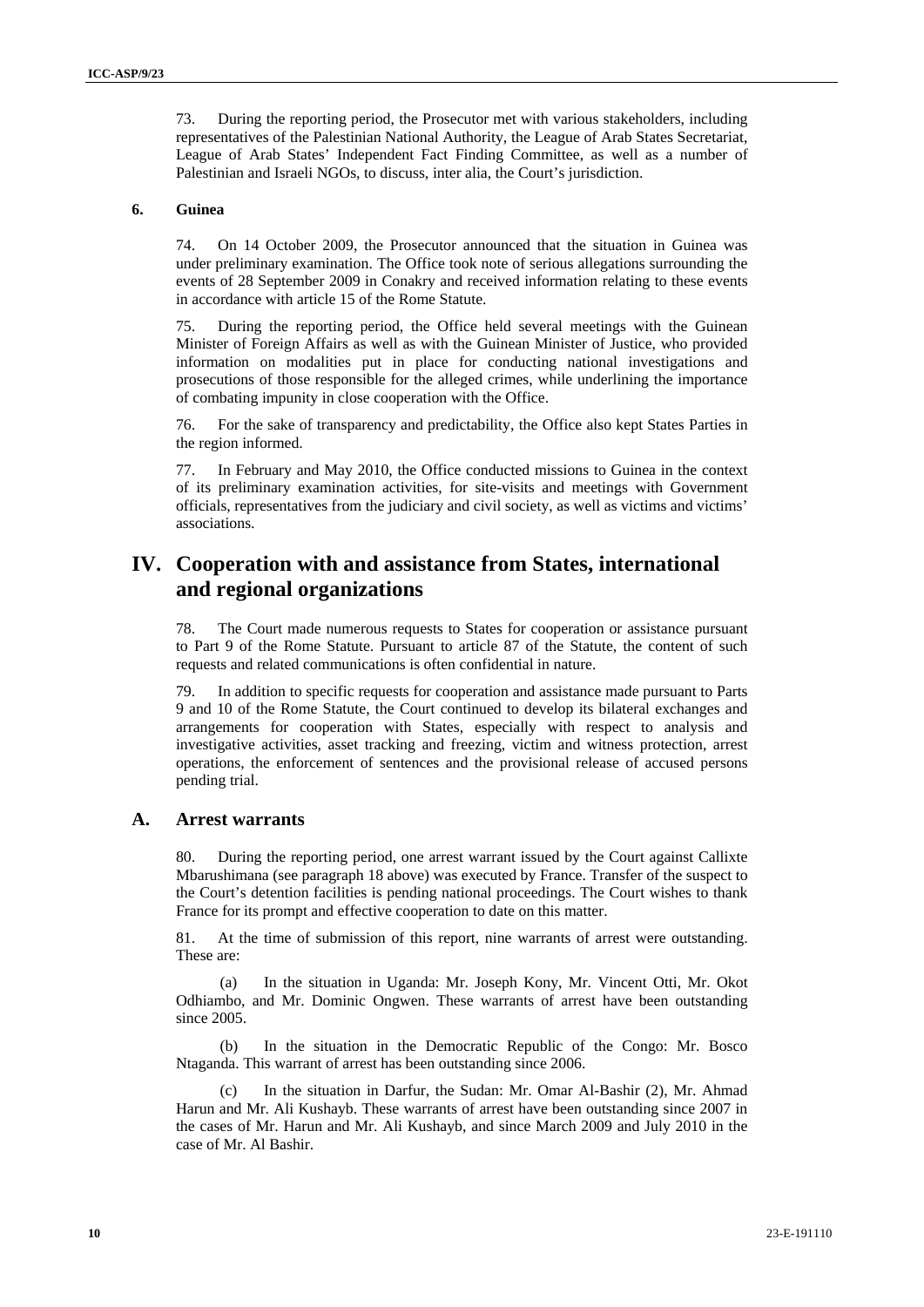73. During the reporting period, the Prosecutor met with various stakeholders, including representatives of the Palestinian National Authority, the League of Arab States Secretariat, League of Arab States' Independent Fact Finding Committee, as well as a number of Palestinian and Israeli NGOs, to discuss, inter alia, the Court's jurisdiction.

### 6. Guinea

74. On 14 October 2009, the Prosecutor announced that the situation in Guinea was under preliminary examination. The Office took note of serious allegations surrounding the events of 28 September 2009 in Conakry and received information relating to these events in accordance with article 15 of the Rome Statute.

75. During the reporting period, the Office held several meetings with the Guinean Minister of Foreign Affairs as well as with the Guinean Minister of Justice, who provided information on modalities put in place for conducting national investigations and prosecutions of those responsible for the alleged crimes, while underlining the importance of combating impunity in close cooperation with the Office.

76. For the sake of transparency and predictability, the Office also kept States Parties in the region informed.

77. In February and May 2010, the Office conducted missions to Guinea in the context of its preliminary examination activities, for site-visits and meetings with Government officials, representatives from the judiciary and civil society, as well as victims and victims' associations.

# IV. Cooperation with and assistance from States, international and regional organizations

78. The Court made numerous requests to States for cooperation or assistance pursuant to Part 9 of the Rome Statute. Pursuant to article 87 of the Statute, the content of such requests and related communications is often confidential in nature.

79. In addition to specific requests for cooperation and assistance made pursuant to Parts 9 and 10 of the Rome Statute, the Court continued to develop its bilateral exchanges and arrangements for cooperation with States, especially with respect to analysis and investigative activities, asset tracking and freezing, victim and witness protection, arrest operations, the enforcement of sentences and the provisional release of accused persons pending trial.

## A. Arrest warrants

80. During the reporting period, one arrest warrant issued by the Court against Callixte Mbarushimana (see paragraph 18 above) was executed by France. Transfer of the suspect to the Court's detention facilities is pending national proceedings. The Court wishes to thank France for its prompt and effective cooperation to date on this matter.

81. At the time of submission of this report, nine warrants of arrest were outstanding. These are:

(a) In the situation in Uganda: Mr. Joseph Kony, Mr. Vincent Otti, Mr. Okot Odhiambo, and Mr. Dominic Ongwen. These warrants of arrest have been outstanding since 2005.

(b) In the situation in the Democratic Republic of the Congo: Mr. Bosco Ntaganda. This warrant of arrest has been outstanding since 2006.

(c) In the situation in Darfur, the Sudan: Mr. Omar Al-Bashir (2), Mr. Ahmad Harun and Mr. Ali Kushayb. These warrants of arrest have been outstanding since 2007 in the cases of Mr. Harun and Mr. Ali Kushayb, and since March 2009 and July 2010 in the case of Mr. Al Bashir.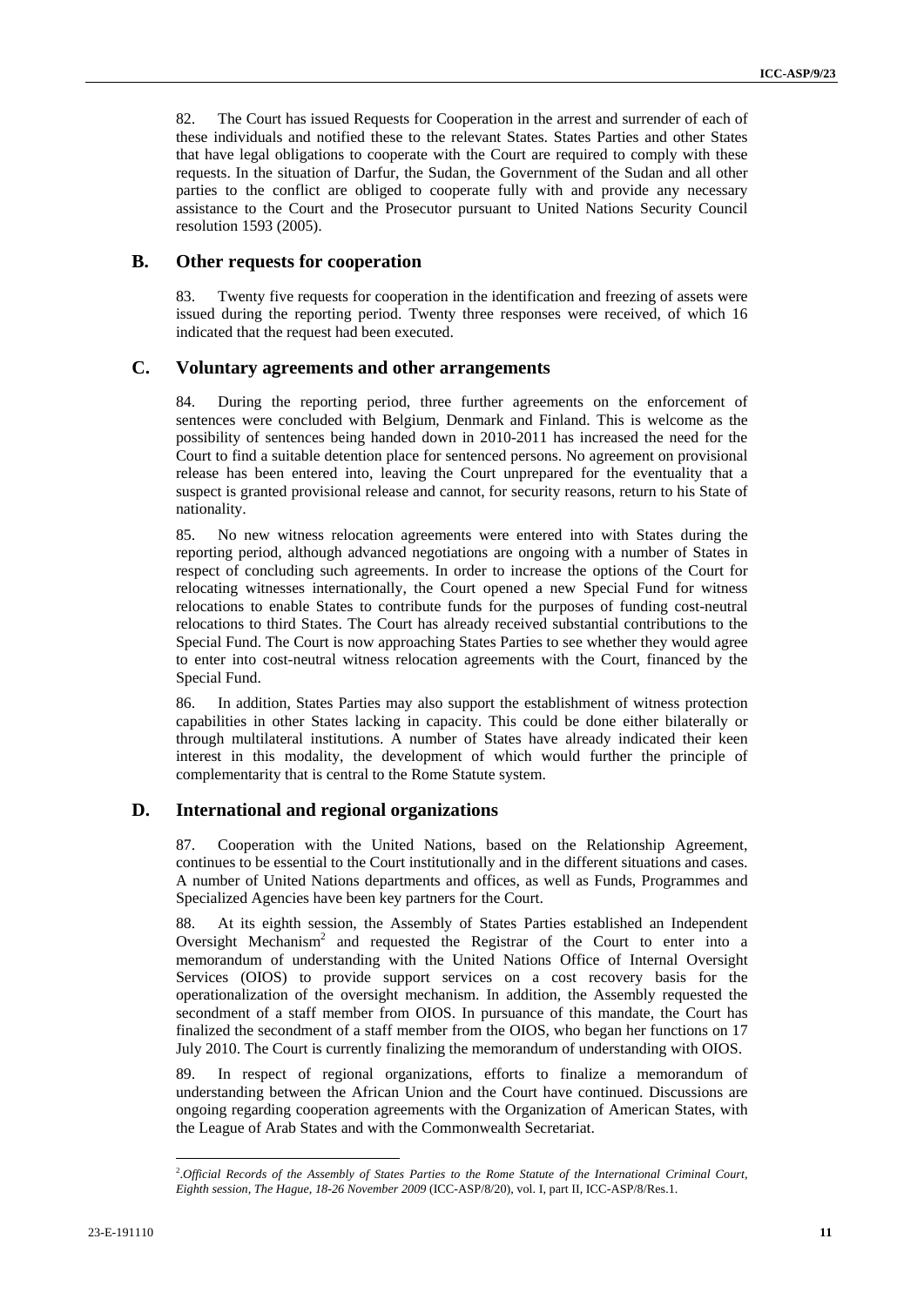82. The Court has issued Requests for Cooperation in the arrest and surrender of each of these individuals and notified these to the relevant States. States Parties and other States that have legal obligations to cooperate with the Court are required to comply with these requests. In the situation of Darfur, the Sudan, the Government of the Sudan and all other parties to the conflict are obliged to cooperate fully with and provide any necessary assistance to the Court and the Prosecutor pursuant to United Nations Security Council resolution 1593 (2005).

## B. Other requests for cooperation

83. Twenty five requests for cooperation in the identification and freezing of assets were issued during the reporting period. Twenty three responses were received, of which 16 indicated that the request had been executed.

## C. Voluntary agreements and other arrangements

84. During the reporting period, three further agreements on the enforcement of sentences were concluded with Belgium, Denmark and Finland. This is welcome as the possibility of sentences being handed down in 2010-2011 has increased the need for the Court to find a suitable detention place for sentenced persons. No agreement on provisional release has been entered into, leaving the Court unprepared for the eventuality that a suspect is granted provisional release and cannot, for security reasons, return to his State of nationality.

85. No new witness relocation agreements were entered into with States during the reporting period, although advanced negotiations are ongoing with a number of States in respect of concluding such agreements. In order to increase the options of the Court for relocating witnesses internationally, the Court opened a new Special Fund for witness relocations to enable States to contribute funds for the purposes of funding cost-neutral relocations to third States. The Court has already received substantial contributions to the Special Fund. The Court is now approaching States Parties to see whether they would agree to enter into cost-neutral witness relocation agreements with the Court, financed by the Special Fund.

86. In addition, States Parties may also support the establishment of witness protection capabilities in other States lacking in capacity. This could be done either bilaterally or through multilateral institutions. A number of States have already indicated their keen interest in this modality, the development of which would further the principle of complementarity that is central to the Rome Statute system.

## D. International and regional organizations

87. Cooperation with the United Nations, based on the Relationship Agreement, continues to be essential to the Court institutionally and in the different situations and cases. A number of United Nations departments and offices, as well as Funds, Programmes and Specialized Agencies have been key partners for the Court.

88. At its eighth session, the Assembly of States Parties established an Independent Oversight Mechanism[2] and requested the Registrar of the Court to enter into a memorandum of understanding with the United Nations Office of Internal Oversight Services (OIOS) to provide support services on a cost recovery basis for the operationalization of the oversight mechanism. In addition, the Assembly requested the secondment of a staff member from OIOS. In pursuance of this mandate, the Court has finalized the secondment of a staff member from the OIOS, who began her functions on 17 July 2010. The Court is currently finalizing the memorandum of understanding with OIOS.

89. In respect of regional organizations, efforts to finalize a memorandum of understanding between the African Union and the Court have continued. Discussions are ongoing regarding cooperation agreements with the Organization of American States, with the League of Arab States and with the Commonwealth Secretariat.

---

[2] *Official Records of the Assembly of States Parties to the Rome Statute of the International Criminal Court, Eighth session, The Hague, 18-26 November 2009* (ICC-ASP/8/20), vol. I, part II, ICC-ASP/8/Res.1.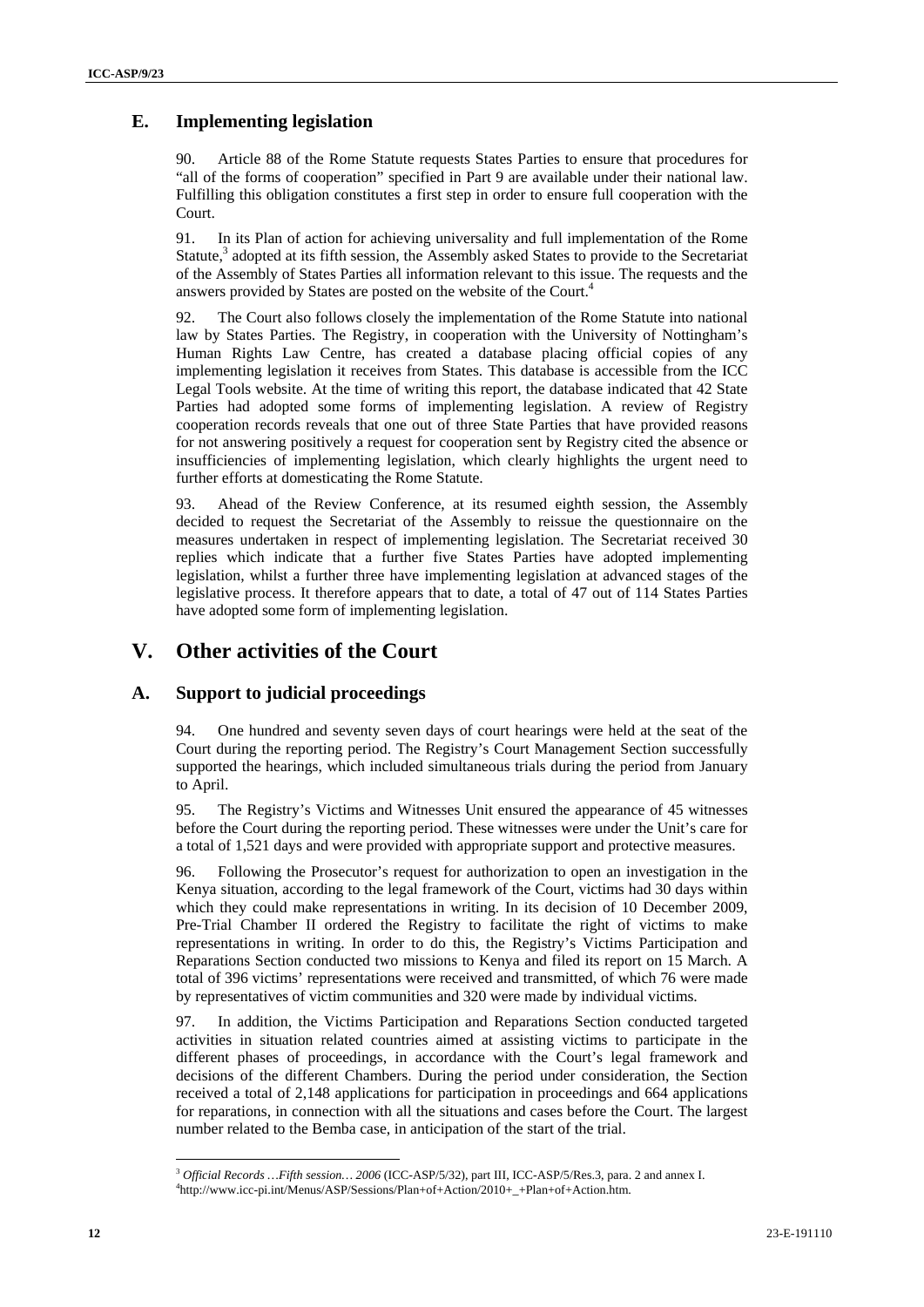## E. Implementing legislation

90. Article 88 of the Rome Statute requests States Parties to ensure that procedures for "all of the forms of cooperation" specified in Part 9 are available under their national law. Fulfilling this obligation constitutes a first step in order to ensure full cooperation with the Court.

91. In its Plan of action for achieving universality and full implementation of the Rome Statute,[3] adopted at its fifth session, the Assembly asked States to provide to the Secretariat of the Assembly of States Parties all information relevant to this issue. The requests and the answers provided by States are posted on the website of the Court.[4]

92. The Court also follows closely the implementation of the Rome Statute into national law by States Parties. The Registry, in cooperation with the University of Nottingham's Human Rights Law Centre, has created a database placing official copies of any implementing legislation it receives from States. This database is accessible from the ICC Legal Tools website. At the time of writing this report, the database indicated that 42 State Parties had adopted some forms of implementing legislation. A review of Registry cooperation records reveals that one out of three State Parties that have provided reasons for not answering positively a request for cooperation sent by Registry cited the absence or insufficiencies of implementing legislation, which clearly highlights the urgent need to further efforts at domesticating the Rome Statute.

93. Ahead of the Review Conference, at its resumed eighth session, the Assembly decided to request the Secretariat of the Assembly to reissue the questionnaire on the measures undertaken in respect of implementing legislation. The Secretariat received 30 replies which indicate that a further five States Parties have adopted implementing legislation, whilst a further three have implementing legislation at advanced stages of the legislative process. It therefore appears that to date, a total of 47 out of 114 States Parties have adopted some form of implementing legislation.

# V. Other activities of the Court

## A. Support to judicial proceedings

94. One hundred and seventy seven days of court hearings were held at the seat of the Court during the reporting period. The Registry's Court Management Section successfully supported the hearings, which included simultaneous trials during the period from January to April.

95. The Registry's Victims and Witnesses Unit ensured the appearance of 45 witnesses before the Court during the reporting period. These witnesses were under the Unit's care for a total of 1,521 days and were provided with appropriate support and protective measures.

96. Following the Prosecutor's request for authorization to open an investigation in the Kenya situation, according to the legal framework of the Court, victims had 30 days within which they could make representations in writing. In its decision of 10 December 2009, Pre-Trial Chamber II ordered the Registry to facilitate the right of victims to make representations in writing. In order to do this, the Registry's Victims Participation and Reparations Section conducted two missions to Kenya and filed its report on 15 March. A total of 396 victims' representations were received and transmitted, of which 76 were made by representatives of victim communities and 320 were made by individual victims.

97. In addition, the Victims Participation and Reparations Section conducted targeted activities in situation related countries aimed at assisting victims to participate in the different phases of proceedings, in accordance with the Court's legal framework and decisions of the different Chambers. During the period under consideration, the Section received a total of 2,148 applications for participation in proceedings and 664 applications for reparations, in connection with all the situations and cases before the Court. The largest number related to the Bemba case, in anticipation of the start of the trial.

---

[3] *Official Records …Fifth session… 2006* (ICC-ASP/5/32), part III, ICC-ASP/5/Res.3, para. 2 and annex I.

[4] http://www.icc-pi.int/Menus/ASP/Sessions/Plan+of+Action/2010+_+Plan+of+Action.htm.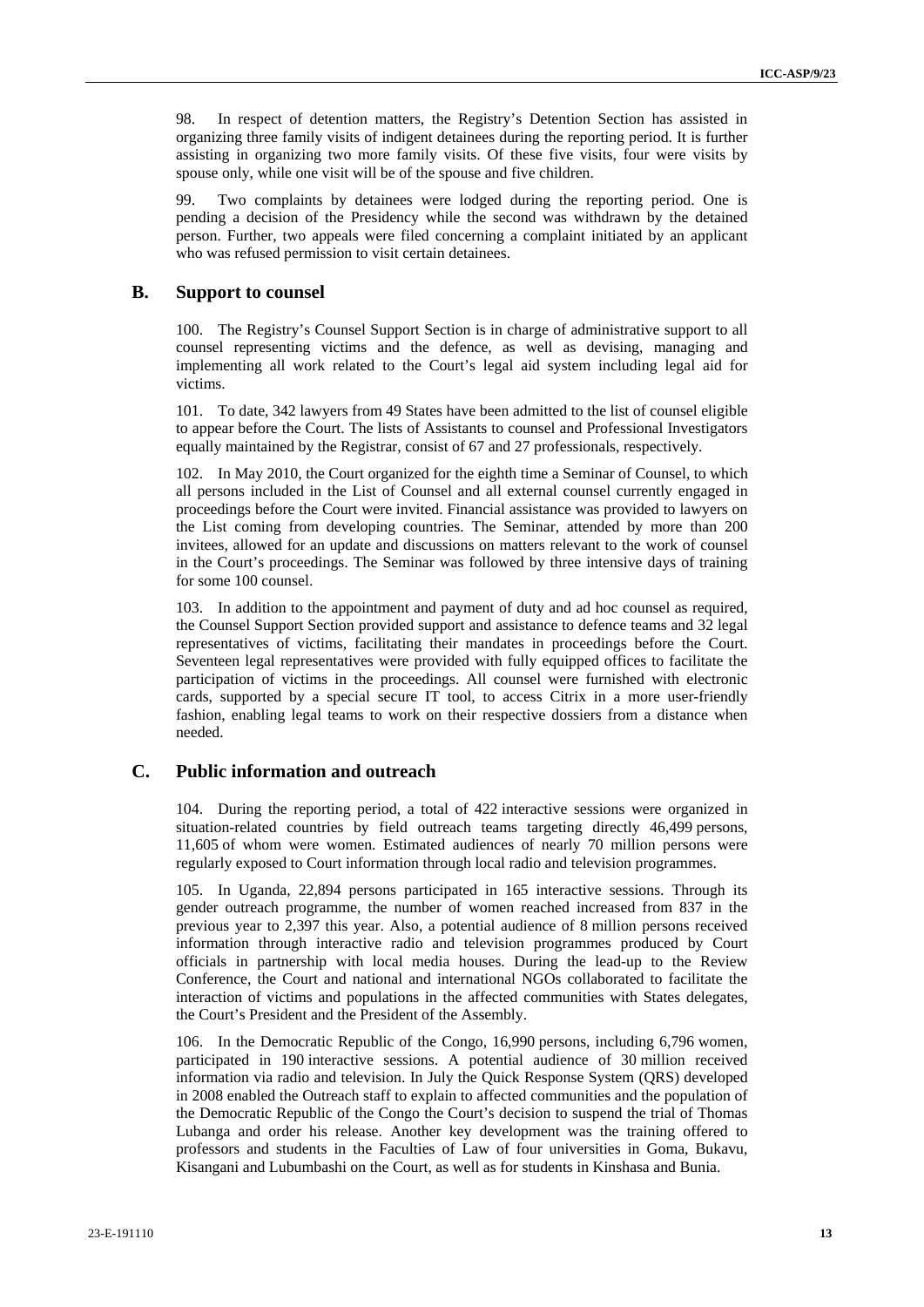98. In respect of detention matters, the Registry's Detention Section has assisted in organizing three family visits of indigent detainees during the reporting period. It is further assisting in organizing two more family visits. Of these five visits, four were visits by spouse only, while one visit will be of the spouse and five children.

99. Two complaints by detainees were lodged during the reporting period. One is pending a decision of the Presidency while the second was withdrawn by the detained person. Further, two appeals were filed concerning a complaint initiated by an applicant who was refused permission to visit certain detainees.

## B. Support to counsel

100. The Registry's Counsel Support Section is in charge of administrative support to all counsel representing victims and the defence, as well as devising, managing and implementing all work related to the Court's legal aid system including legal aid for victims.

101. To date, 342 lawyers from 49 States have been admitted to the list of counsel eligible to appear before the Court. The lists of Assistants to counsel and Professional Investigators equally maintained by the Registrar, consist of 67 and 27 professionals, respectively.

102. In May 2010, the Court organized for the eighth time a Seminar of Counsel, to which all persons included in the List of Counsel and all external counsel currently engaged in proceedings before the Court were invited. Financial assistance was provided to lawyers on the List coming from developing countries. The Seminar, attended by more than 200 invitees, allowed for an update and discussions on matters relevant to the work of counsel in the Court's proceedings. The Seminar was followed by three intensive days of training for some 100 counsel.

103. In addition to the appointment and payment of duty and ad hoc counsel as required, the Counsel Support Section provided support and assistance to defence teams and 32 legal representatives of victims, facilitating their mandates in proceedings before the Court. Seventeen legal representatives were provided with fully equipped offices to facilitate the participation of victims in the proceedings. All counsel were furnished with electronic cards, supported by a special secure IT tool, to access Citrix in a more user-friendly fashion, enabling legal teams to work on their respective dossiers from a distance when needed.

## C. Public information and outreach

104. During the reporting period, a total of 422 interactive sessions were organized in situation-related countries by field outreach teams targeting directly 46,499 persons, 11,605 of whom were women. Estimated audiences of nearly 70 million persons were regularly exposed to Court information through local radio and television programmes.

105. In Uganda, 22,894 persons participated in 165 interactive sessions. Through its gender outreach programme, the number of women reached increased from 837 in the previous year to 2,397 this year. Also, a potential audience of 8 million persons received information through interactive radio and television programmes produced by Court officials in partnership with local media houses. During the lead-up to the Review Conference, the Court and national and international NGOs collaborated to facilitate the interaction of victims and populations in the affected communities with States delegates, the Court's President and the President of the Assembly.

106. In the Democratic Republic of the Congo, 16,990 persons, including 6,796 women, participated in 190 interactive sessions. A potential audience of 30 million received information via radio and television. In July the Quick Response System (QRS) developed in 2008 enabled the Outreach staff to explain to affected communities and the population of the Democratic Republic of the Congo the Court's decision to suspend the trial of Thomas Lubanga and order his release. Another key development was the training offered to professors and students in the Faculties of Law of four universities in Goma, Bukavu, Kisangani and Lubumbashi on the Court, as well as for students in Kinshasa and Bunia.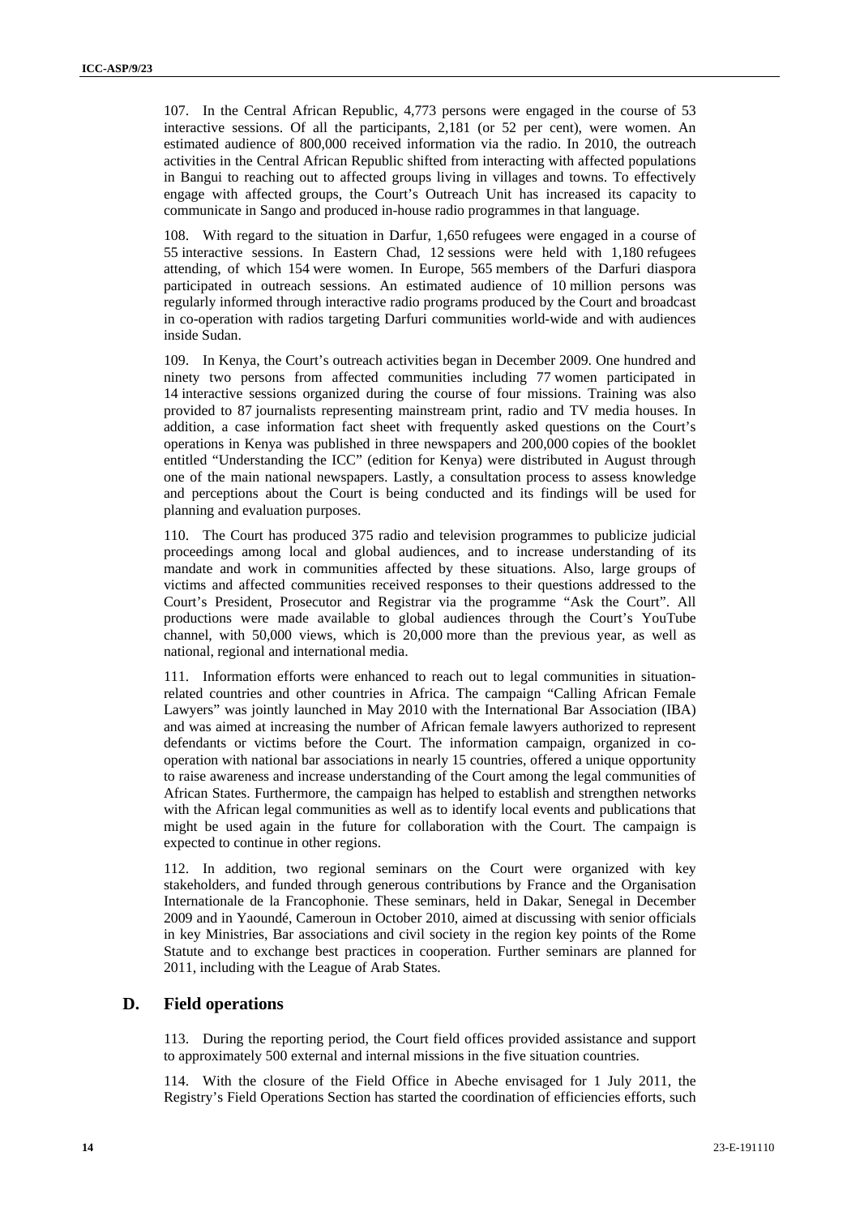107. In the Central African Republic, 4,773 persons were engaged in the course of 53 interactive sessions. Of all the participants, 2,181 (or 52 per cent), were women. An estimated audience of 800,000 received information via the radio. In 2010, the outreach activities in the Central African Republic shifted from interacting with affected populations in Bangui to reaching out to affected groups living in villages and towns. To effectively engage with affected groups, the Court's Outreach Unit has increased its capacity to communicate in Sango and produced in-house radio programmes in that language.

108. With regard to the situation in Darfur, 1,650 refugees were engaged in a course of 55 interactive sessions. In Eastern Chad, 12 sessions were held with 1,180 refugees attending, of which 154 were women. In Europe, 565 members of the Darfuri diaspora participated in outreach sessions. An estimated audience of 10 million persons was regularly informed through interactive radio programs produced by the Court and broadcast in co-operation with radios targeting Darfuri communities world-wide and with audiences inside Sudan.

109. In Kenya, the Court's outreach activities began in December 2009. One hundred and ninety two persons from affected communities including 77 women participated in 14 interactive sessions organized during the course of four missions. Training was also provided to 87 journalists representing mainstream print, radio and TV media houses. In addition, a case information fact sheet with frequently asked questions on the Court's operations in Kenya was published in three newspapers and 200,000 copies of the booklet entitled "Understanding the ICC" (edition for Kenya) were distributed in August through one of the main national newspapers. Lastly, a consultation process to assess knowledge and perceptions about the Court is being conducted and its findings will be used for planning and evaluation purposes.

110. The Court has produced 375 radio and television programmes to publicize judicial proceedings among local and global audiences, and to increase understanding of its mandate and work in communities affected by these situations. Also, large groups of victims and affected communities received responses to their questions addressed to the Court's President, Prosecutor and Registrar via the programme "Ask the Court". All productions were made available to global audiences through the Court's YouTube channel, with 50,000 views, which is 20,000 more than the previous year, as well as national, regional and international media.

111. Information efforts were enhanced to reach out to legal communities in situation-related countries and other countries in Africa. The campaign "Calling African Female Lawyers" was jointly launched in May 2010 with the International Bar Association (IBA) and was aimed at increasing the number of African female lawyers authorized to represent defendants or victims before the Court. The information campaign, organized in co-operation with national bar associations in nearly 15 countries, offered a unique opportunity to raise awareness and increase understanding of the Court among the legal communities of African States. Furthermore, the campaign has helped to establish and strengthen networks with the African legal communities as well as to identify local events and publications that might be used again in the future for collaboration with the Court. The campaign is expected to continue in other regions.

112. In addition, two regional seminars on the Court were organized with key stakeholders, and funded through generous contributions by France and the Organisation Internationale de la Francophonie. These seminars, held in Dakar, Senegal in December 2009 and in Yaoundé, Cameroun in October 2010, aimed at discussing with senior officials in key Ministries, Bar associations and civil society in the region key points of the Rome Statute and to exchange best practices in cooperation. Further seminars are planned for 2011, including with the League of Arab States.

## D. Field operations

113. During the reporting period, the Court field offices provided assistance and support to approximately 500 external and internal missions in the five situation countries.

114. With the closure of the Field Office in Abeche envisaged for 1 July 2011, the Registry's Field Operations Section has started the coordination of efficiencies efforts, such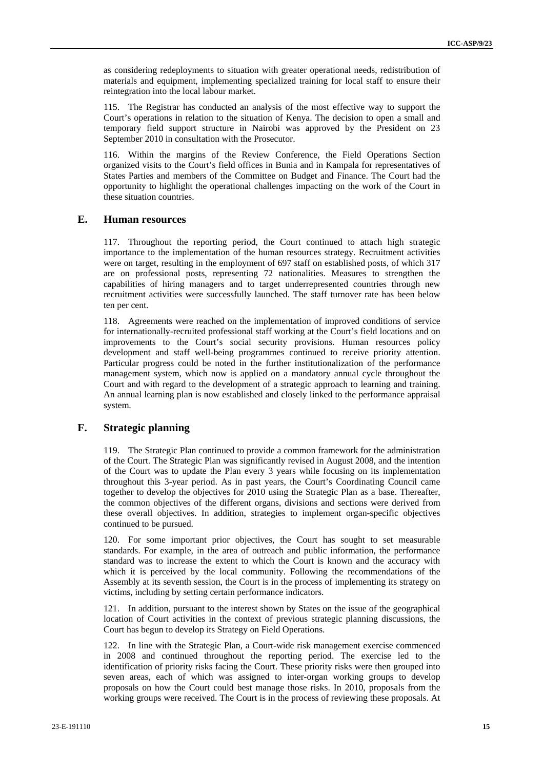as considering redeployments to situation with greater operational needs, redistribution of materials and equipment, implementing specialized training for local staff to ensure their reintegration into the local labour market.

115. The Registrar has conducted an analysis of the most effective way to support the Court's operations in relation to the situation of Kenya. The decision to open a small and temporary field support structure in Nairobi was approved by the President on 23 September 2010 in consultation with the Prosecutor.

116. Within the margins of the Review Conference, the Field Operations Section organized visits to the Court's field offices in Bunia and in Kampala for representatives of States Parties and members of the Committee on Budget and Finance. The Court had the opportunity to highlight the operational challenges impacting on the work of the Court in these situation countries.

## E. Human resources

117. Throughout the reporting period, the Court continued to attach high strategic importance to the implementation of the human resources strategy. Recruitment activities were on target, resulting in the employment of 697 staff on established posts, of which 317 are on professional posts, representing 72 nationalities. Measures to strengthen the capabilities of hiring managers and to target underrepresented countries through new recruitment activities were successfully launched. The staff turnover rate has been below ten per cent.

118. Agreements were reached on the implementation of improved conditions of service for internationally-recruited professional staff working at the Court's field locations and on improvements to the Court's social security provisions. Human resources policy development and staff well-being programmes continued to receive priority attention. Particular progress could be noted in the further institutionalization of the performance management system, which now is applied on a mandatory annual cycle throughout the Court and with regard to the development of a strategic approach to learning and training. An annual learning plan is now established and closely linked to the performance appraisal system.

## F. Strategic planning

119. The Strategic Plan continued to provide a common framework for the administration of the Court. The Strategic Plan was significantly revised in August 2008, and the intention of the Court was to update the Plan every 3 years while focusing on its implementation throughout this 3-year period. As in past years, the Court's Coordinating Council came together to develop the objectives for 2010 using the Strategic Plan as a base. Thereafter, the common objectives of the different organs, divisions and sections were derived from these overall objectives. In addition, strategies to implement organ-specific objectives continued to be pursued.

120. For some important prior objectives, the Court has sought to set measurable standards. For example, in the area of outreach and public information, the performance standard was to increase the extent to which the Court is known and the accuracy with which it is perceived by the local community. Following the recommendations of the Assembly at its seventh session, the Court is in the process of implementing its strategy on victims, including by setting certain performance indicators.

121. In addition, pursuant to the interest shown by States on the issue of the geographical location of Court activities in the context of previous strategic planning discussions, the Court has begun to develop its Strategy on Field Operations.

122. In line with the Strategic Plan, a Court-wide risk management exercise commenced in 2008 and continued throughout the reporting period. The exercise led to the identification of priority risks facing the Court. These priority risks were then grouped into seven areas, each of which was assigned to inter-organ working groups to develop proposals on how the Court could best manage those risks. In 2010, proposals from the working groups were received. The Court is in the process of reviewing these proposals. At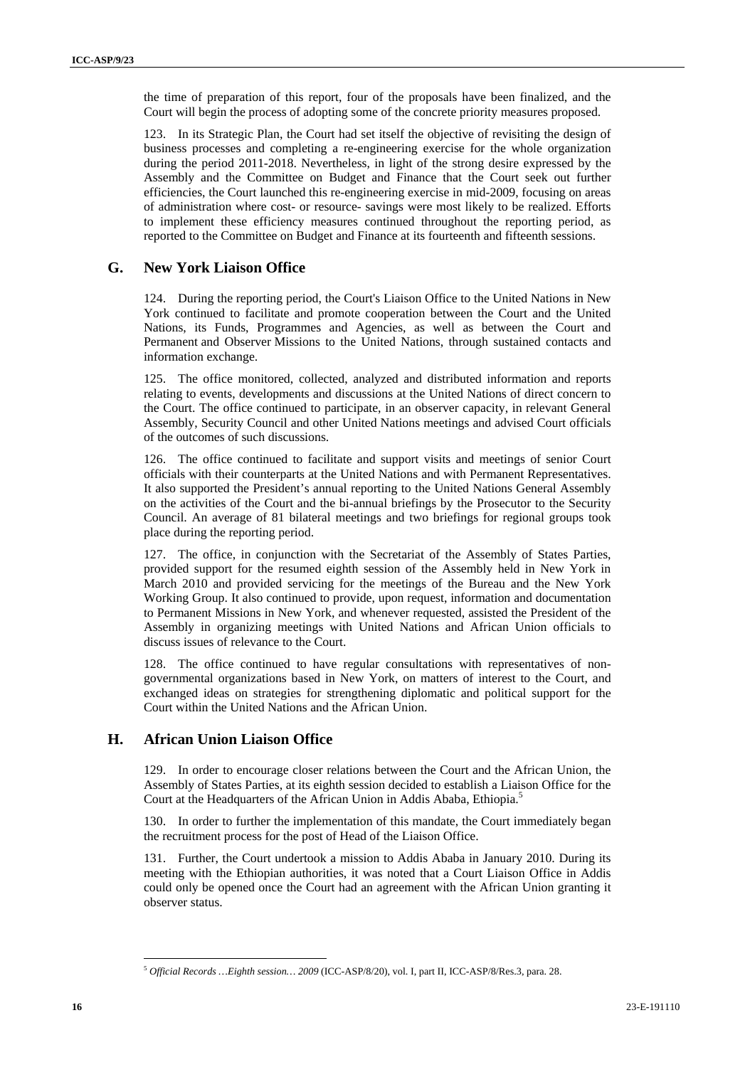the time of preparation of this report, four of the proposals have been finalized, and the Court will begin the process of adopting some of the concrete priority measures proposed.

123. In its Strategic Plan, the Court had set itself the objective of revisiting the design of business processes and completing a re-engineering exercise for the whole organization during the period 2011-2018. Nevertheless, in light of the strong desire expressed by the Assembly and the Committee on Budget and Finance that the Court seek out further efficiencies, the Court launched this re-engineering exercise in mid-2009, focusing on areas of administration where cost- or resource- savings were most likely to be realized. Efforts to implement these efficiency measures continued throughout the reporting period, as reported to the Committee on Budget and Finance at its fourteenth and fifteenth sessions.

## G. New York Liaison Office

124. During the reporting period, the Court's Liaison Office to the United Nations in New York continued to facilitate and promote cooperation between the Court and the United Nations, its Funds, Programmes and Agencies, as well as between the Court and Permanent and Observer Missions to the United Nations, through sustained contacts and information exchange.

125. The office monitored, collected, analyzed and distributed information and reports relating to events, developments and discussions at the United Nations of direct concern to the Court. The office continued to participate, in an observer capacity, in relevant General Assembly, Security Council and other United Nations meetings and advised Court officials of the outcomes of such discussions.

126. The office continued to facilitate and support visits and meetings of senior Court officials with their counterparts at the United Nations and with Permanent Representatives. It also supported the President's annual reporting to the United Nations General Assembly on the activities of the Court and the bi-annual briefings by the Prosecutor to the Security Council. An average of 81 bilateral meetings and two briefings for regional groups took place during the reporting period.

127. The office, in conjunction with the Secretariat of the Assembly of States Parties, provided support for the resumed eighth session of the Assembly held in New York in March 2010 and provided servicing for the meetings of the Bureau and the New York Working Group. It also continued to provide, upon request, information and documentation to Permanent Missions in New York, and whenever requested, assisted the President of the Assembly in organizing meetings with United Nations and African Union officials to discuss issues of relevance to the Court.

128. The office continued to have regular consultations with representatives of non-governmental organizations based in New York, on matters of interest to the Court, and exchanged ideas on strategies for strengthening diplomatic and political support for the Court within the United Nations and the African Union.

## H. African Union Liaison Office

129. In order to encourage closer relations between the Court and the African Union, the Assembly of States Parties, at its eighth session decided to establish a Liaison Office for the Court at the Headquarters of the African Union in Addis Ababa, Ethiopia.[5]

130. In order to further the implementation of this mandate, the Court immediately began the recruitment process for the post of Head of the Liaison Office.

131. Further, the Court undertook a mission to Addis Ababa in January 2010. During its meeting with the Ethiopian authorities, it was noted that a Court Liaison Office in Addis could only be opened once the Court had an agreement with the African Union granting it observer status.

[5] *Official Records …Eighth session… 2009* (ICC-ASP/8/20), vol. I, part II, ICC-ASP/8/Res.3, para. 28.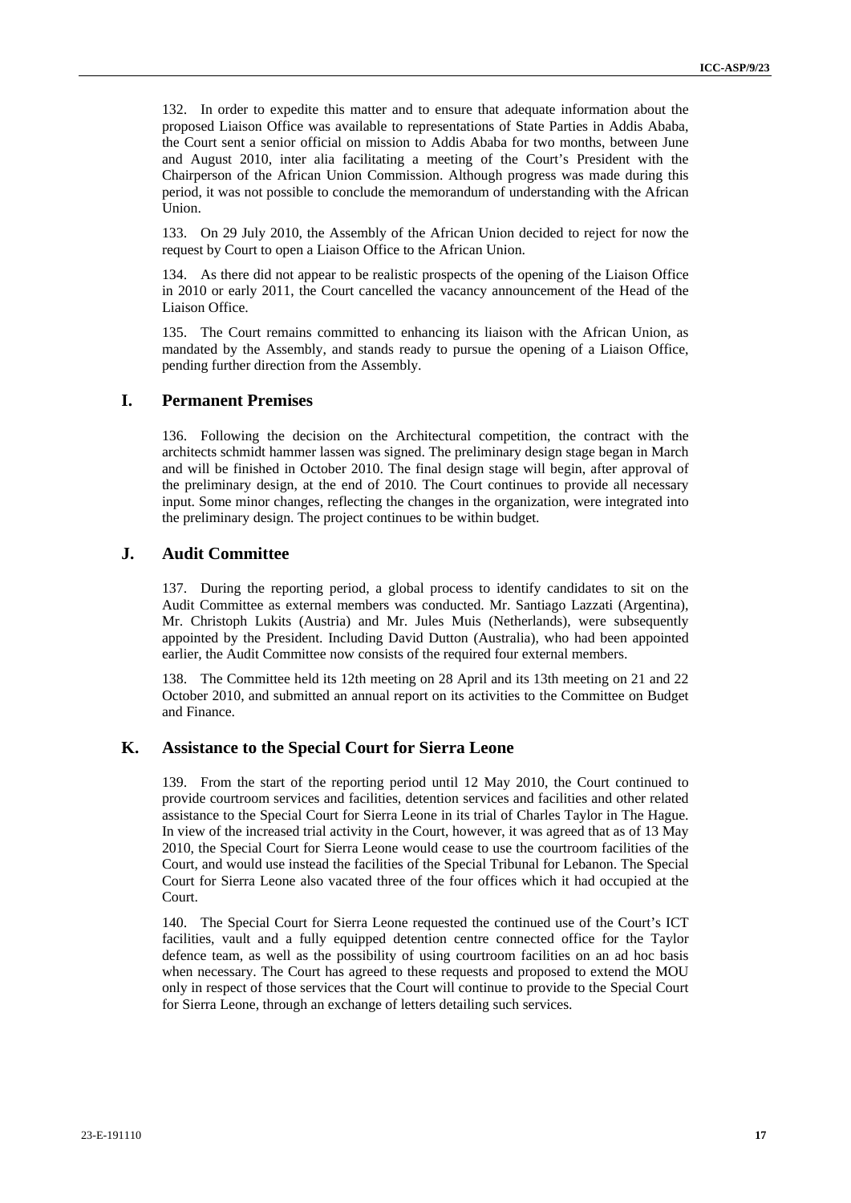132. In order to expedite this matter and to ensure that adequate information about the proposed Liaison Office was available to representations of State Parties in Addis Ababa, the Court sent a senior official on mission to Addis Ababa for two months, between June and August 2010, inter alia facilitating a meeting of the Court's President with the Chairperson of the African Union Commission. Although progress was made during this period, it was not possible to conclude the memorandum of understanding with the African Union.

133. On 29 July 2010, the Assembly of the African Union decided to reject for now the request by Court to open a Liaison Office to the African Union.

134. As there did not appear to be realistic prospects of the opening of the Liaison Office in 2010 or early 2011, the Court cancelled the vacancy announcement of the Head of the Liaison Office.

135. The Court remains committed to enhancing its liaison with the African Union, as mandated by the Assembly, and stands ready to pursue the opening of a Liaison Office, pending further direction from the Assembly.

## I. Permanent Premises

136. Following the decision on the Architectural competition, the contract with the architects schmidt hammer lassen was signed. The preliminary design stage began in March and will be finished in October 2010. The final design stage will begin, after approval of the preliminary design, at the end of 2010. The Court continues to provide all necessary input. Some minor changes, reflecting the changes in the organization, were integrated into the preliminary design. The project continues to be within budget.

## J. Audit Committee

137. During the reporting period, a global process to identify candidates to sit on the Audit Committee as external members was conducted. Mr. Santiago Lazzati (Argentina), Mr. Christoph Lukits (Austria) and Mr. Jules Muis (Netherlands), were subsequently appointed by the President. Including David Dutton (Australia), who had been appointed earlier, the Audit Committee now consists of the required four external members.

138. The Committee held its 12th meeting on 28 April and its 13th meeting on 21 and 22 October 2010, and submitted an annual report on its activities to the Committee on Budget and Finance.

## K. Assistance to the Special Court for Sierra Leone

139. From the start of the reporting period until 12 May 2010, the Court continued to provide courtroom services and facilities, detention services and facilities and other related assistance to the Special Court for Sierra Leone in its trial of Charles Taylor in The Hague. In view of the increased trial activity in the Court, however, it was agreed that as of 13 May 2010, the Special Court for Sierra Leone would cease to use the courtroom facilities of the Court, and would use instead the facilities of the Special Tribunal for Lebanon. The Special Court for Sierra Leone also vacated three of the four offices which it had occupied at the Court.

140. The Special Court for Sierra Leone requested the continued use of the Court's ICT facilities, vault and a fully equipped detention centre connected office for the Taylor defence team, as well as the possibility of using courtroom facilities on an ad hoc basis when necessary. The Court has agreed to these requests and proposed to extend the MOU only in respect of those services that the Court will continue to provide to the Special Court for Sierra Leone, through an exchange of letters detailing such services.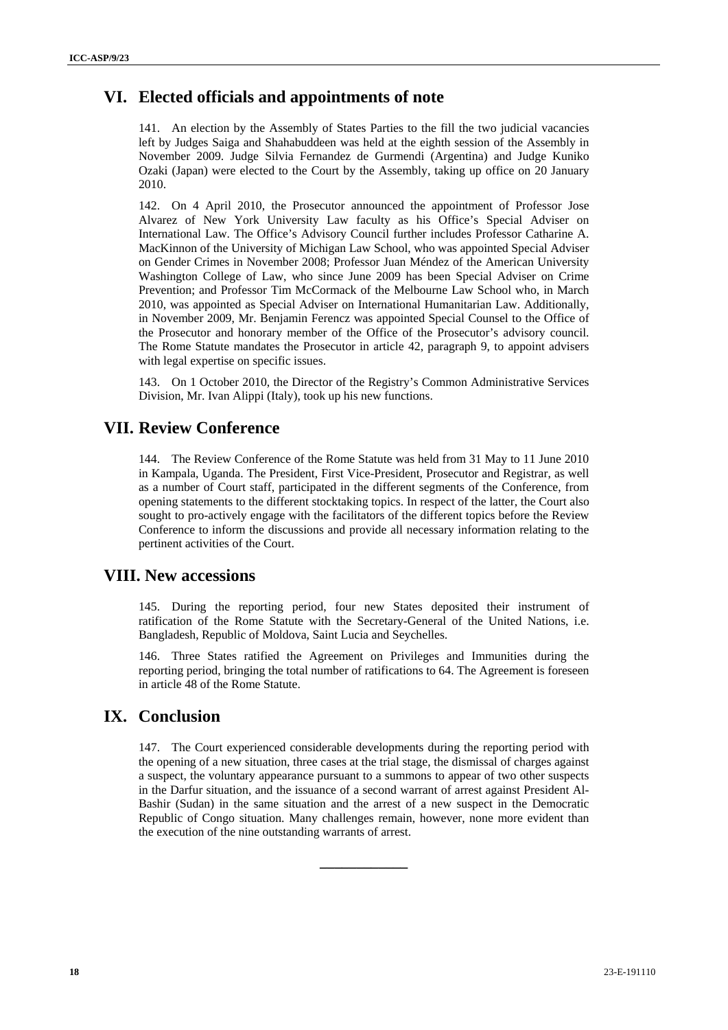## VI. Elected officials and appointments of note

141. An election by the Assembly of States Parties to the fill the two judicial vacancies left by Judges Saiga and Shahabuddeen was held at the eighth session of the Assembly in November 2009. Judge Silvia Fernandez de Gurmendi (Argentina) and Judge Kuniko Ozaki (Japan) were elected to the Court by the Assembly, taking up office on 20 January 2010.

142. On 4 April 2010, the Prosecutor announced the appointment of Professor Jose Alvarez of New York University Law faculty as his Office's Special Adviser on International Law. The Office's Advisory Council further includes Professor Catharine A. MacKinnon of the University of Michigan Law School, who was appointed Special Adviser on Gender Crimes in November 2008; Professor Juan Méndez of the American University Washington College of Law, who since June 2009 has been Special Adviser on Crime Prevention; and Professor Tim McCormack of the Melbourne Law School who, in March 2010, was appointed as Special Adviser on International Humanitarian Law. Additionally, in November 2009, Mr. Benjamin Ferencz was appointed Special Counsel to the Office of the Prosecutor and honorary member of the Office of the Prosecutor's advisory council. The Rome Statute mandates the Prosecutor in article 42, paragraph 9, to appoint advisers with legal expertise on specific issues.

143. On 1 October 2010, the Director of the Registry's Common Administrative Services Division, Mr. Ivan Alippi (Italy), took up his new functions.

## VII. Review Conference

144. The Review Conference of the Rome Statute was held from 31 May to 11 June 2010 in Kampala, Uganda. The President, First Vice-President, Prosecutor and Registrar, as well as a number of Court staff, participated in the different segments of the Conference, from opening statements to the different stocktaking topics. In respect of the latter, the Court also sought to pro-actively engage with the facilitators of the different topics before the Review Conference to inform the discussions and provide all necessary information relating to the pertinent activities of the Court.

## VIII. New accessions

145. During the reporting period, four new States deposited their instrument of ratification of the Rome Statute with the Secretary-General of the United Nations, i.e. Bangladesh, Republic of Moldova, Saint Lucia and Seychelles.

146. Three States ratified the Agreement on Privileges and Immunities during the reporting period, bringing the total number of ratifications to 64. The Agreement is foreseen in article 48 of the Rome Statute.

## IX. Conclusion

147. The Court experienced considerable developments during the reporting period with the opening of a new situation, three cases at the trial stage, the dismissal of charges against a suspect, the voluntary appearance pursuant to a summons to appear of two other suspects in the Darfur situation, and the issuance of a second warrant of arrest against President Al-Bashir (Sudan) in the same situation and the arrest of a new suspect in the Democratic Republic of Congo situation. Many challenges remain, however, none more evident than the execution of the nine outstanding warrants of arrest.